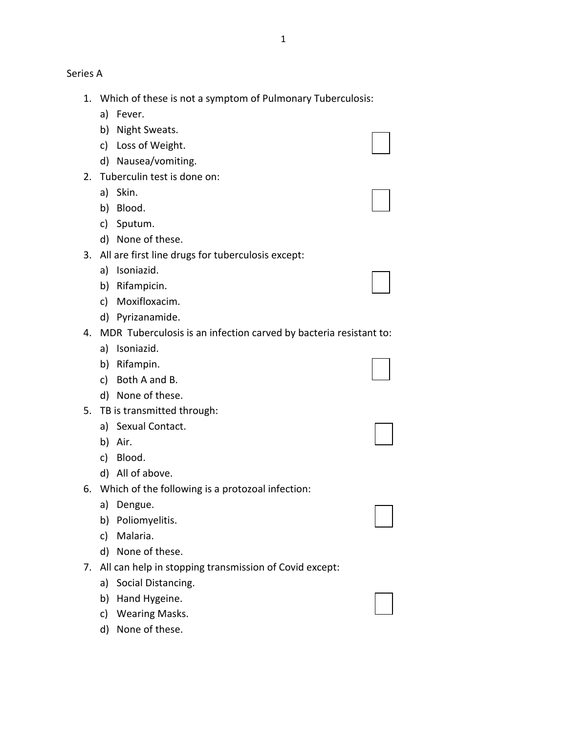Series A

1. Which of these is not a symptom of Pulmonary Tuberculosis:
   a) Fever.
   b) Night Sweats.
   c) Loss of Weight.
   d) Nausea/vomiting.
2. Tuberculin test is done on:
   a) Skin.
   b) Blood.
   c) Sputum.
   d) None of these.
3. All are first line drugs for tuberculosis except:
   a) Isoniazid.
   b) Rifampicin.
   c) Moxifloxacim.
   d) Pyrizanamide.
4. MDR Tuberculosis is an infection carved by bacteria resistant to:
   a) Isoniazid.
   b) Rifampin.
   c) Both A and B.
   d) None of these.
5. TB is transmitted through:
   a) Sexual Contact.
   b) Air.
   c) Blood.
   d) All of above.
6. Which of the following is a protozoal infection:
   a) Dengue.
   b) Poliomyelitis.
   c) Malaria.
   d) None of these.
7. All can help in stopping transmission of Covid except:
   a) Social Distancing.
   b) Hand Hygeine.
   c) Wearing Masks.
   d) None of these.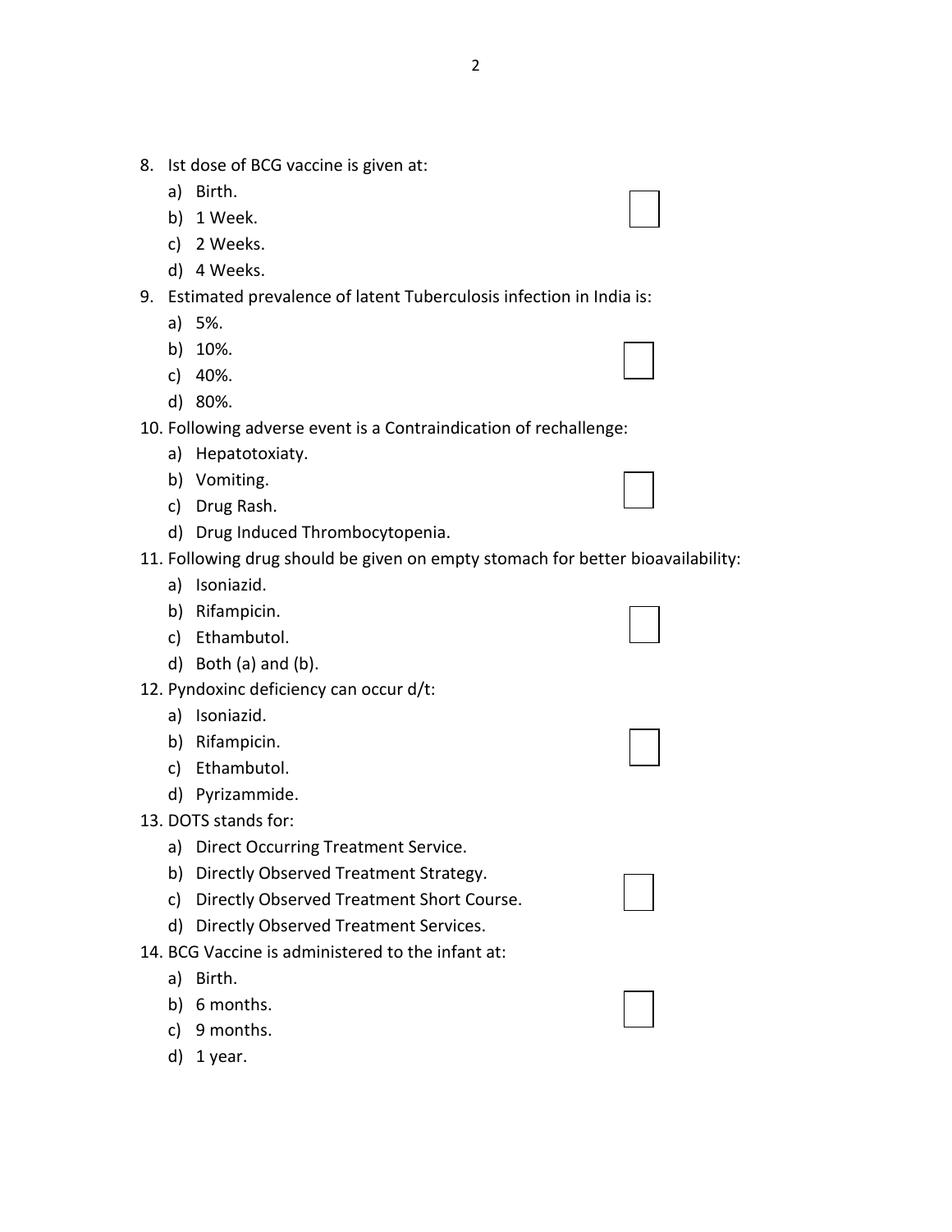8. Ist dose of BCG vaccine is given at:
   a) Birth.
   b) 1 Week.
   c) 2 Weeks.
   d) 4 Weeks.
9. Estimated prevalence of latent Tuberculosis infection in India is:
   a) 5%.
   b) 10%.
   c) 40%.
   d) 80%.
10. Following adverse event is a Contraindication of rechallenge:
    a) Hepatotoxiaty.
    b) Vomiting.
    c) Drug Rash.
    d) Drug Induced Thrombocytopenia.
11. Following drug should be given on empty stomach for better bioavailability:
    a) Isoniazid.
    b) Rifampicin.
    c) Ethambutol.
    d) Both (a) and (b).
12. Pyndoxinc deficiency can occur d/t:
    a) Isoniazid.
    b) Rifampicin.
    c) Ethambutol.
    d) Pyrizammide.
13. DOTS stands for:
    a) Direct Occurring Treatment Service.
    b) Directly Observed Treatment Strategy.
    c) Directly Observed Treatment Short Course.
    d) Directly Observed Treatment Services.
14. BCG Vaccine is administered to the infant at:
    a) Birth.
    b) 6 months.
    c) 9 months.
    d) 1 year.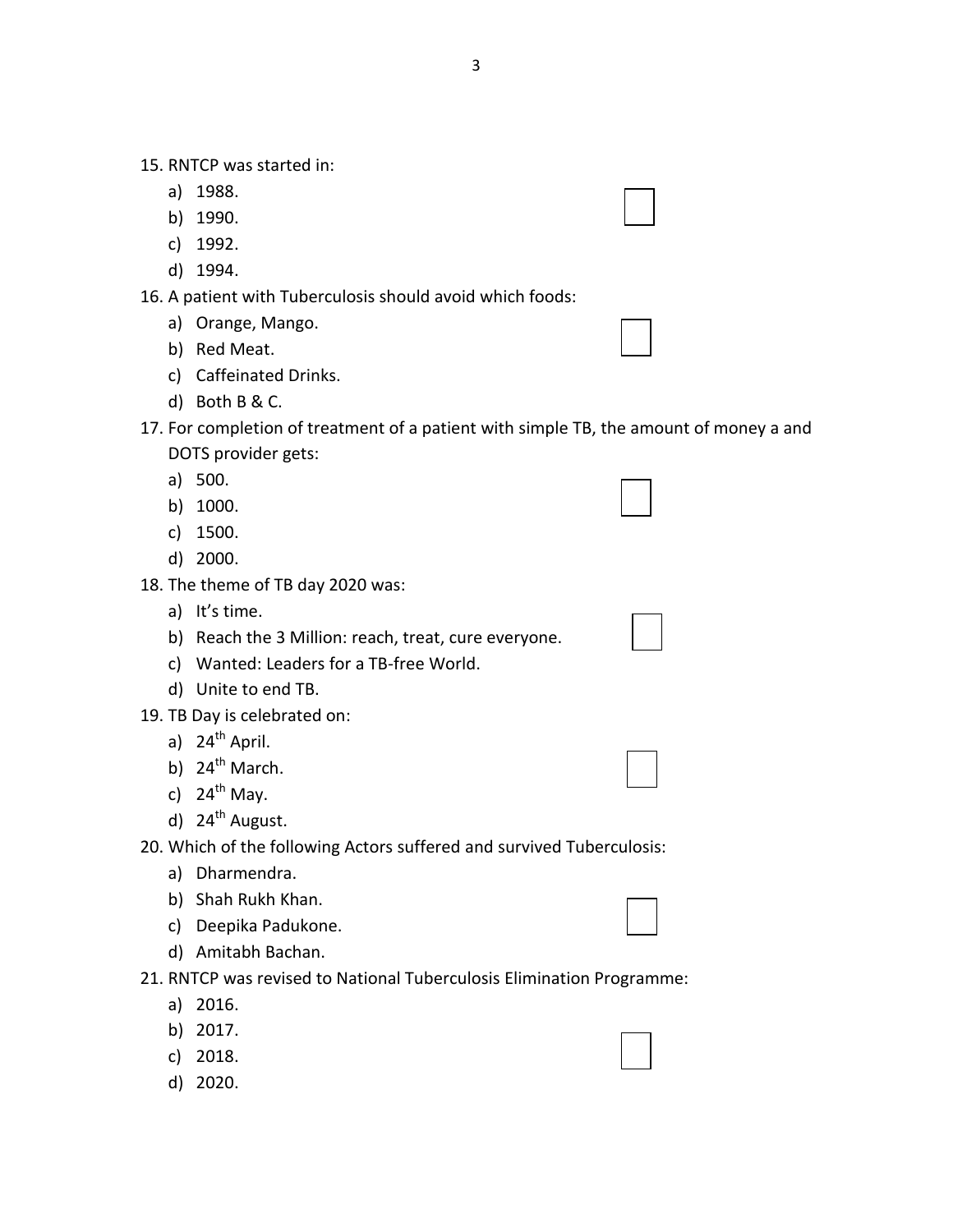15. RNTCP was started in:
    a) 1988.
    b) 1990.
    c) 1992.
    d) 1994.
16. A patient with Tuberculosis should avoid which foods:
    a) Orange, Mango.
    b) Red Meat.
    c) Caffeinated Drinks.
    d) Both B & C.
17. For completion of treatment of a patient with simple TB, the amount of money a and DOTS provider gets:
    a) 500.
    b) 1000.
    c) 1500.
    d) 2000.
18. The theme of TB day 2020 was:
    a) It's time.
    b) Reach the 3 Million: reach, treat, cure everyone.
    c) Wanted: Leaders for a TB-free World.
    d) Unite to end TB.
19. TB Day is celebrated on:
    a) $24^{th}$ April.
    b) $24^{th}$ March.
    c) $24^{th}$ May.
    d) $24^{th}$ August.
20. Which of the following Actors suffered and survived Tuberculosis:
    a) Dharmendra.
    b) Shah Rukh Khan.
    c) Deepika Padukone.
    d) Amitabh Bachan.
21. RNTCP was revised to National Tuberculosis Elimination Programme:
    a) 2016.
    b) 2017.
    c) 2018.
    d) 2020.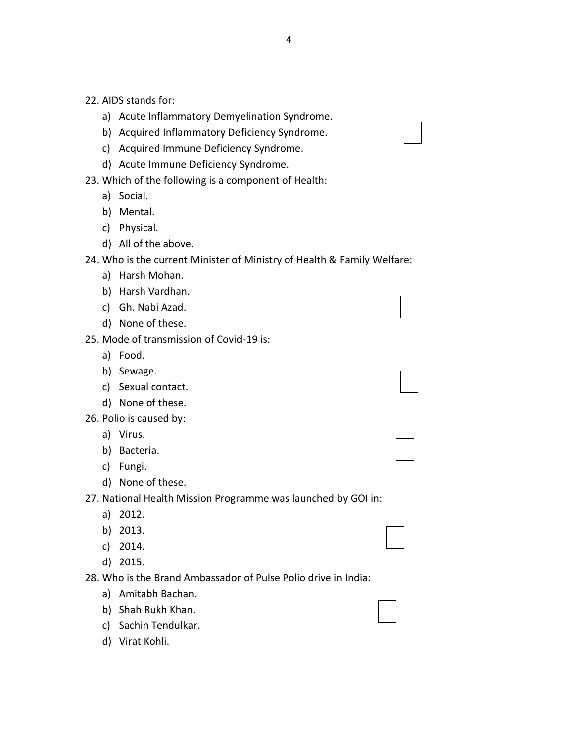22. AIDS stands for:
    a) Acute Inflammatory Demyelination Syndrome.
    b) Acquired Inflammatory Deficiency Syndrome.
    c) Acquired Immune Deficiency Syndrome.
    d) Acute Immune Deficiency Syndrome.
23. Which of the following is a component of Health:
    a) Social.
    b) Mental.
    c) Physical.
    d) All of the above.
24. Who is the current Minister of Ministry of Health & Family Welfare:
    a) Harsh Mohan.
    b) Harsh Vardhan.
    c) Gh. Nabi Azad.
    d) None of these.
25. Mode of transmission of Covid-19 is:
    a) Food.
    b) Sewage.
    c) Sexual contact.
    d) None of these.
26. Polio is caused by:
    a) Virus.
    b) Bacteria.
    c) Fungi.
    d) None of these.
27. National Health Mission Programme was launched by GOI in:
    a) 2012.
    b) 2013.
    c) 2014.
    d) 2015.
28. Who is the Brand Ambassador of Pulse Polio drive in India:
    a) Amitabh Bachan.
    b) Shah Rukh Khan.
    c) Sachin Tendulkar.
    d) Virat Kohli.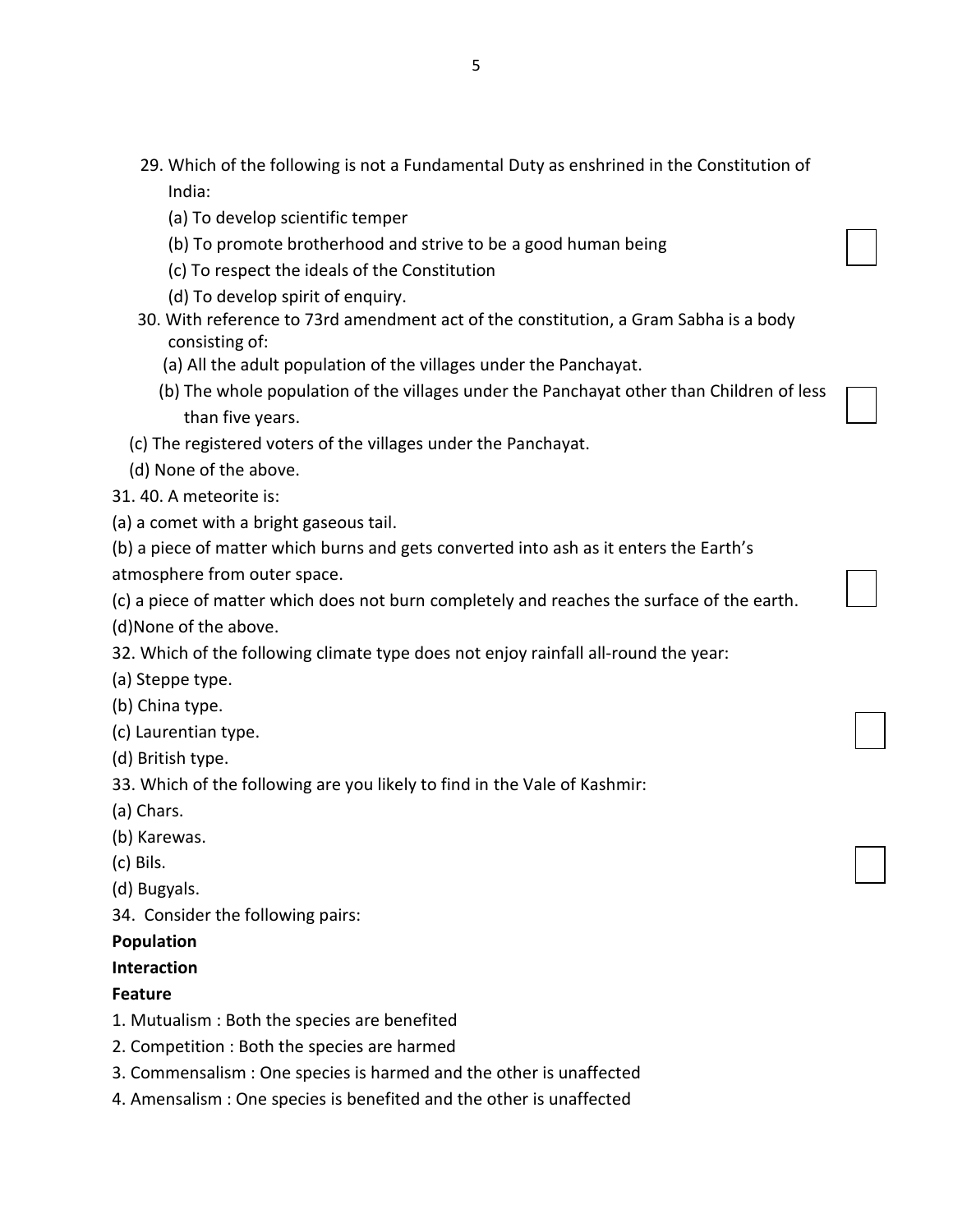29. Which of the following is not a Fundamental Duty as enshrined in the Constitution of India:

(a) To develop scientific temper

(b) To promote brotherhood and strive to be a good human being

(c) To respect the ideals of the Constitution

(d) To develop spirit of enquiry.

30. With reference to 73rd amendment act of the constitution, a Gram Sabha is a body consisting of:

(a) All the adult population of the villages under the Panchayat.

(b) The whole population of the villages under the Panchayat other than Children of less than five years.

(c) The registered voters of the villages under the Panchayat.

(d) None of the above.

31. 40. A meteorite is:

(a) a comet with a bright gaseous tail.

(b) a piece of matter which burns and gets converted into ash as it enters the Earth's atmosphere from outer space.

(c) a piece of matter which does not burn completely and reaches the surface of the earth.

(d)None of the above.

32. Which of the following climate type does not enjoy rainfall all-round the year:

(a) Steppe type.

(b) China type.

(c) Laurentian type.

(d) British type.

33. Which of the following are you likely to find in the Vale of Kashmir:

(a) Chars.

(b) Karewas.

(c) Bils.

(d) Bugyals.

34. Consider the following pairs:

**Population**

**Interaction**

**Feature**

1. Mutualism : Both the species are benefited
2. Competition : Both the species are harmed
3. Commensalism : One species is harmed and the other is unaffected
4. Amensalism : One species is benefited and the other is unaffected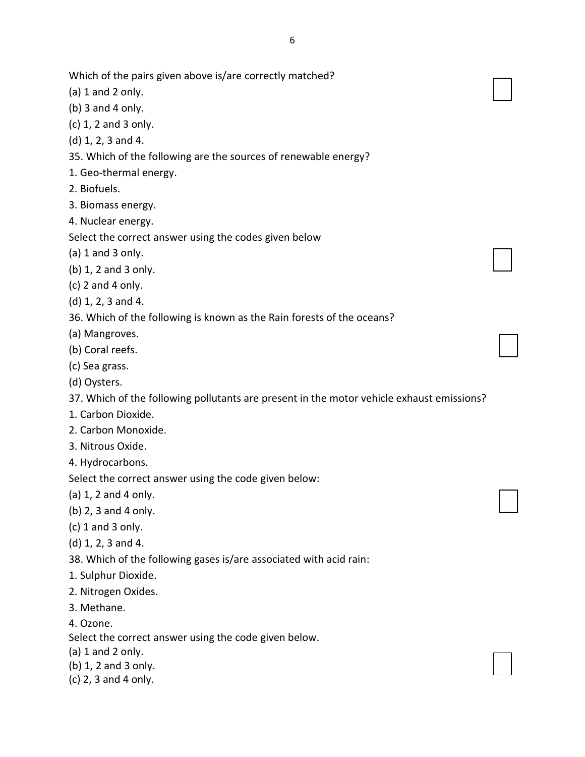Which of the pairs given above is/are correctly matched?

(a) 1 and 2 only.

(b) 3 and 4 only.

(c) 1, 2 and 3 only.

(d) 1, 2, 3 and 4.

35. Which of the following are the sources of renewable energy?

1. Geo-thermal energy.
2. Biofuels.
3. Biomass energy.
4. Nuclear energy.

Select the correct answer using the codes given below

(a) 1 and 3 only.

(b) 1, 2 and 3 only.

(c) 2 and 4 only.

(d) 1, 2, 3 and 4.

36. Which of the following is known as the Rain forests of the oceans?

(a) Mangroves.

(b) Coral reefs.

(c) Sea grass.

(d) Oysters.

37. Which of the following pollutants are present in the motor vehicle exhaust emissions?

1. Carbon Dioxide.
2. Carbon Monoxide.
3. Nitrous Oxide.
4. Hydrocarbons.

Select the correct answer using the code given below:

(a) 1, 2 and 4 only.

(b) 2, 3 and 4 only.

(c) 1 and 3 only.

(d) 1, 2, 3 and 4.

38. Which of the following gases is/are associated with acid rain:

1. Sulphur Dioxide.
2. Nitrogen Oxides.
3. Methane.
4. Ozone.

Select the correct answer using the code given below.

(a) 1 and 2 only.

(b) 1, 2 and 3 only.

(c) 2, 3 and 4 only.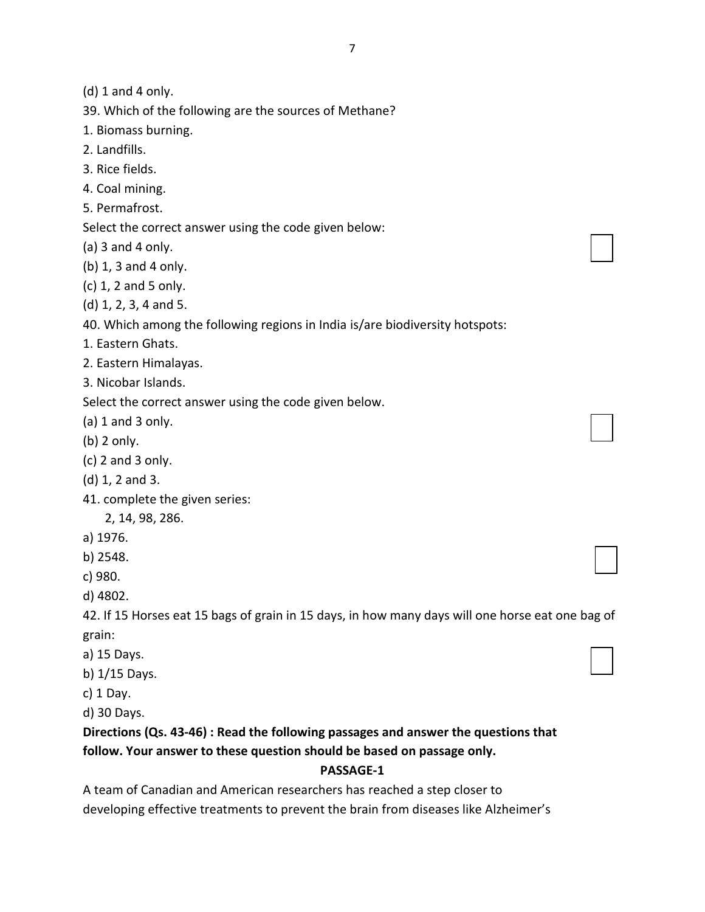(d) 1 and 4 only.

39. Which of the following are the sources of Methane?

1. Biomass burning.
2. Landfills.
3. Rice fields.
4. Coal mining.
5. Permafrost.

Select the correct answer using the code given below:

(a) 3 and 4 only.

(b) 1, 3 and 4 only.

(c) 1, 2 and 5 only.

(d) 1, 2, 3, 4 and 5.

40. Which among the following regions in India is/are biodiversity hotspots:

1. Eastern Ghats.
2. Eastern Himalayas.
3. Nicobar Islands.

Select the correct answer using the code given below.

(a) 1 and 3 only.

(b) 2 only.

(c) 2 and 3 only.

(d) 1, 2 and 3.

41. complete the given series:

2, 14, 98, 286.

a) 1976.

b) 2548.

c) 980.

d) 4802.

42. If 15 Horses eat 15 bags of grain in 15 days, in how many days will one horse eat one bag of grain:

a) 15 Days.

b) 1/15 Days.

c) 1 Day.

d) 30 Days.

**Directions (Qs. 43-46) : Read the following passages and answer the questions that follow. Your answer to these question should be based on passage only.**

**PASSAGE-1**

A team of Canadian and American researchers has reached a step closer to developing effective treatments to prevent the brain from diseases like Alzheimer's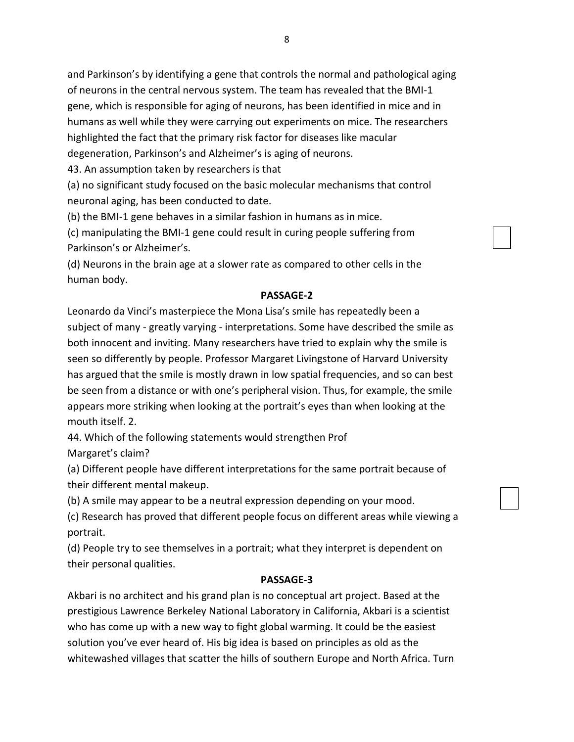and Parkinson's by identifying a gene that controls the normal and pathological aging of neurons in the central nervous system. The team has revealed that the BMI-1 gene, which is responsible for aging of neurons, has been identified in mice and in humans as well while they were carrying out experiments on mice. The researchers highlighted the fact that the primary risk factor for diseases like macular degeneration, Parkinson's and Alzheimer's is aging of neurons.

43. An assumption taken by researchers is that

(a) no significant study focused on the basic molecular mechanisms that control neuronal aging, has been conducted to date.

(b) the BMI-1 gene behaves in a similar fashion in humans as in mice.

(c) manipulating the BMI-1 gene could result in curing people suffering from Parkinson's or Alzheimer's.

(d) Neurons in the brain age at a slower rate as compared to other cells in the human body.

### PASSAGE-2

Leonardo da Vinci's masterpiece the Mona Lisa's smile has repeatedly been a subject of many - greatly varying - interpretations. Some have described the smile as both innocent and inviting. Many researchers have tried to explain why the smile is seen so differently by people. Professor Margaret Livingstone of Harvard University has argued that the smile is mostly drawn in low spatial frequencies, and so can best be seen from a distance or with one's peripheral vision. Thus, for example, the smile appears more striking when looking at the portrait's eyes than when looking at the mouth itself. 2.

44. Which of the following statements would strengthen Prof Margaret's claim?

(a) Different people have different interpretations for the same portrait because of their different mental makeup.

(b) A smile may appear to be a neutral expression depending on your mood.

(c) Research has proved that different people focus on different areas while viewing a portrait.

(d) People try to see themselves in a portrait; what they interpret is dependent on their personal qualities.

### PASSAGE-3

Akbari is no architect and his grand plan is no conceptual art project. Based at the prestigious Lawrence Berkeley National Laboratory in California, Akbari is a scientist who has come up with a new way to fight global warming. It could be the easiest solution you've ever heard of. His big idea is based on principles as old as the whitewashed villages that scatter the hills of southern Europe and North Africa. Turn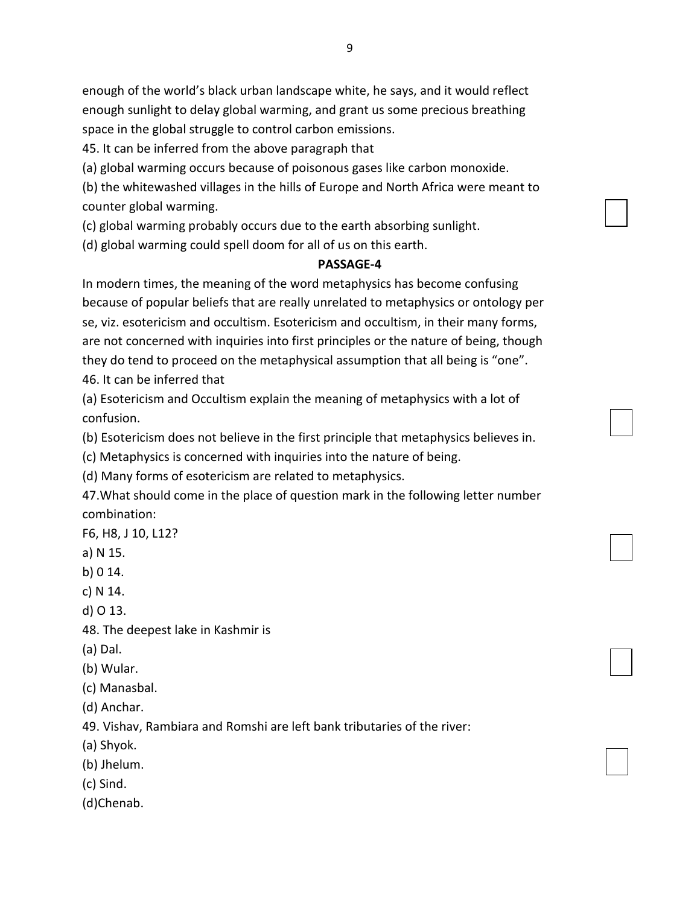enough of the world's black urban landscape white, he says, and it would reflect enough sunlight to delay global warming, and grant us some precious breathing space in the global struggle to control carbon emissions.

45. It can be inferred from the above paragraph that

(a) global warming occurs because of poisonous gases like carbon monoxide.

(b) the whitewashed villages in the hills of Europe and North Africa were meant to counter global warming.

(c) global warming probably occurs due to the earth absorbing sunlight.

(d) global warming could spell doom for all of us on this earth.

**PASSAGE-4**

In modern times, the meaning of the word metaphysics has become confusing because of popular beliefs that are really unrelated to metaphysics or ontology per se, viz. esotericism and occultism. Esotericism and occultism, in their many forms, are not concerned with inquiries into first principles or the nature of being, though they do tend to proceed on the metaphysical assumption that all being is "one".

46. It can be inferred that

(a) Esotericism and Occultism explain the meaning of metaphysics with a lot of confusion.

(b) Esotericism does not believe in the first principle that metaphysics believes in.

(c) Metaphysics is concerned with inquiries into the nature of being.

(d) Many forms of esotericism are related to metaphysics.

47.What should come in the place of question mark in the following letter number combination:

F6, H8, J 10, L12?

a) N 15.

b) 0 14.

c) N 14.

d) O 13.

48. The deepest lake in Kashmir is

(a) Dal.

(b) Wular.

(c) Manasbal.

(d) Anchar.

49. Vishav, Rambiara and Romshi are left bank tributaries of the river:

(a) Shyok.

(b) Jhelum.

(c) Sind.

(d)Chenab.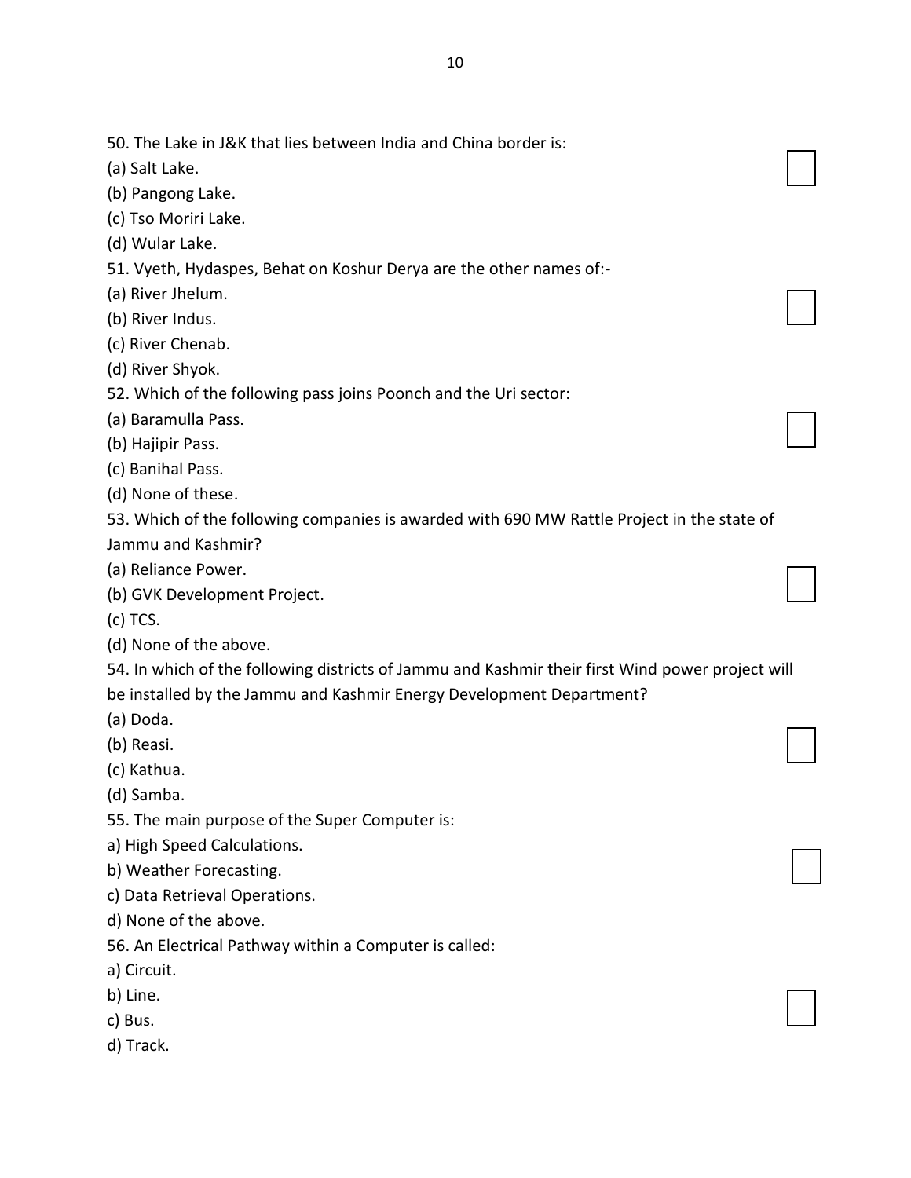50. The Lake in J&K that lies between India and China border is:

(a) Salt Lake.

(b) Pangong Lake.

(c) Tso Moriri Lake.

(d) Wular Lake.

51. Vyeth, Hydaspes, Behat on Koshur Derya are the other names of:-

(a) River Jhelum.

(b) River Indus.

(c) River Chenab.

(d) River Shyok.

52. Which of the following pass joins Poonch and the Uri sector:

(a) Baramulla Pass.

(b) Hajipir Pass.

(c) Banihal Pass.

(d) None of these.

53. Which of the following companies is awarded with 690 MW Rattle Project in the state of Jammu and Kashmir?

(a) Reliance Power.

(b) GVK Development Project.

(c) TCS.

(d) None of the above.

54. In which of the following districts of Jammu and Kashmir their first Wind power project will be installed by the Jammu and Kashmir Energy Development Department?

(a) Doda.

(b) Reasi.

(c) Kathua.

(d) Samba.

55. The main purpose of the Super Computer is:

a) High Speed Calculations.

b) Weather Forecasting.

c) Data Retrieval Operations.

d) None of the above.

56. An Electrical Pathway within a Computer is called:

a) Circuit.

b) Line.

c) Bus.

d) Track.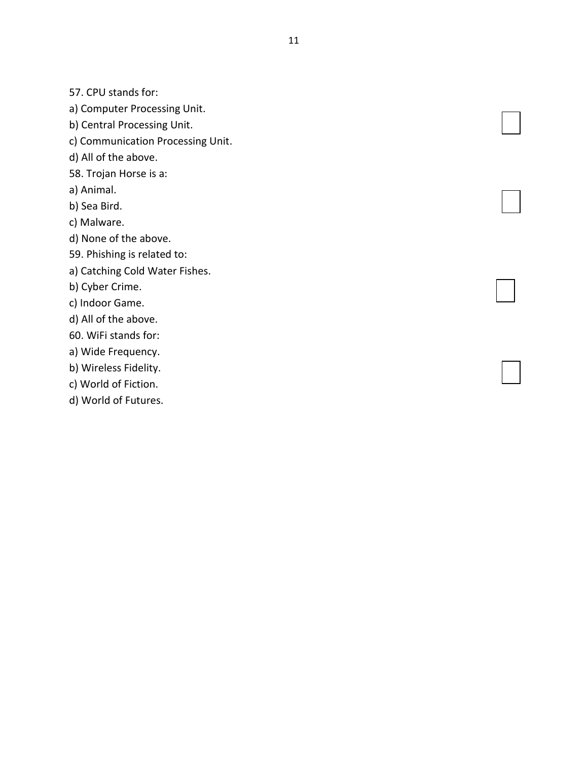57. CPU stands for:
a) Computer Processing Unit.
b) Central Processing Unit.
c) Communication Processing Unit.
d) All of the above.

58. Trojan Horse is a:
a) Animal.
b) Sea Bird.
c) Malware.
d) None of the above.

59. Phishing is related to:
a) Catching Cold Water Fishes.
b) Cyber Crime.
c) Indoor Game.
d) All of the above.

60. WiFi stands for:
a) Wide Frequency.
b) Wireless Fidelity.
c) World of Fiction.
d) World of Futures.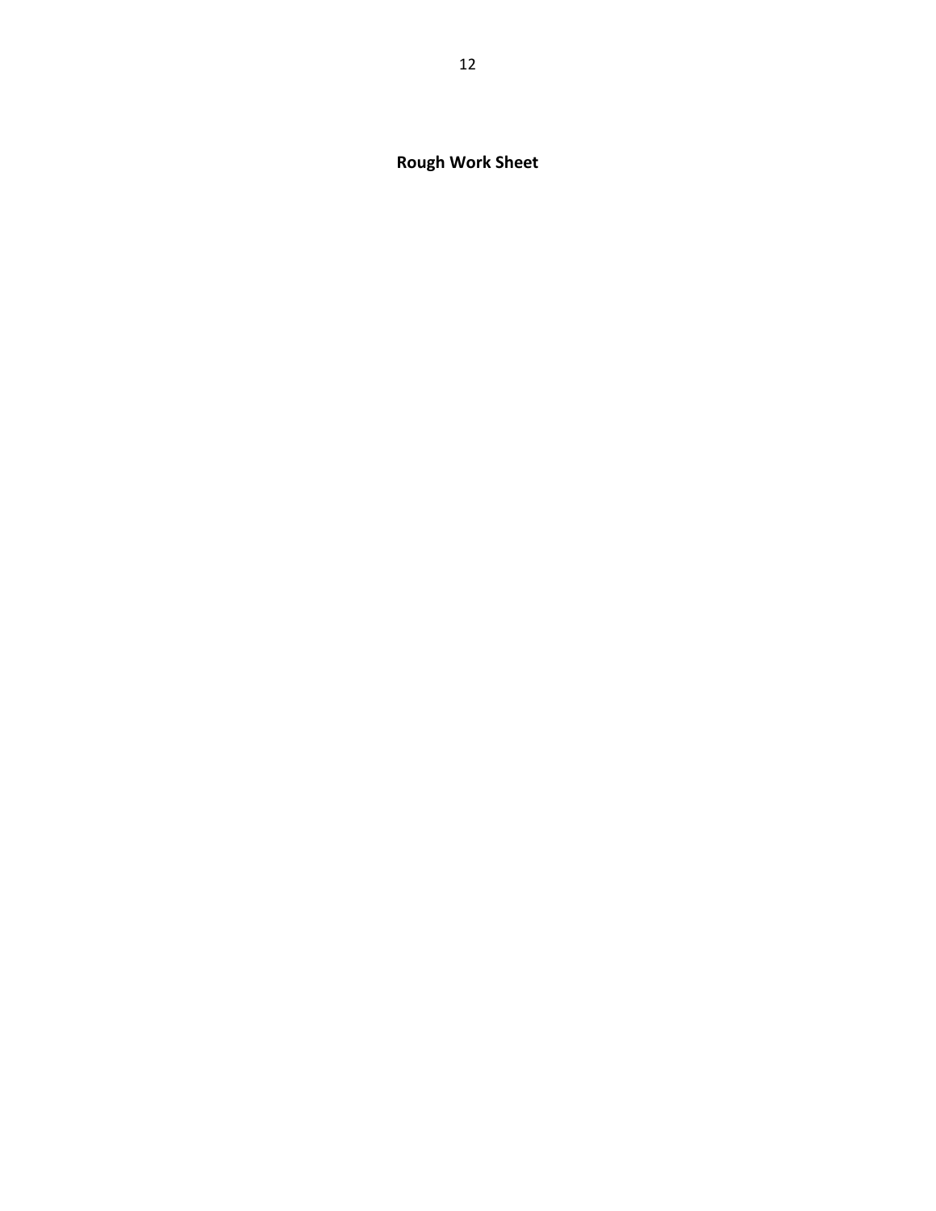**Rough Work Sheet**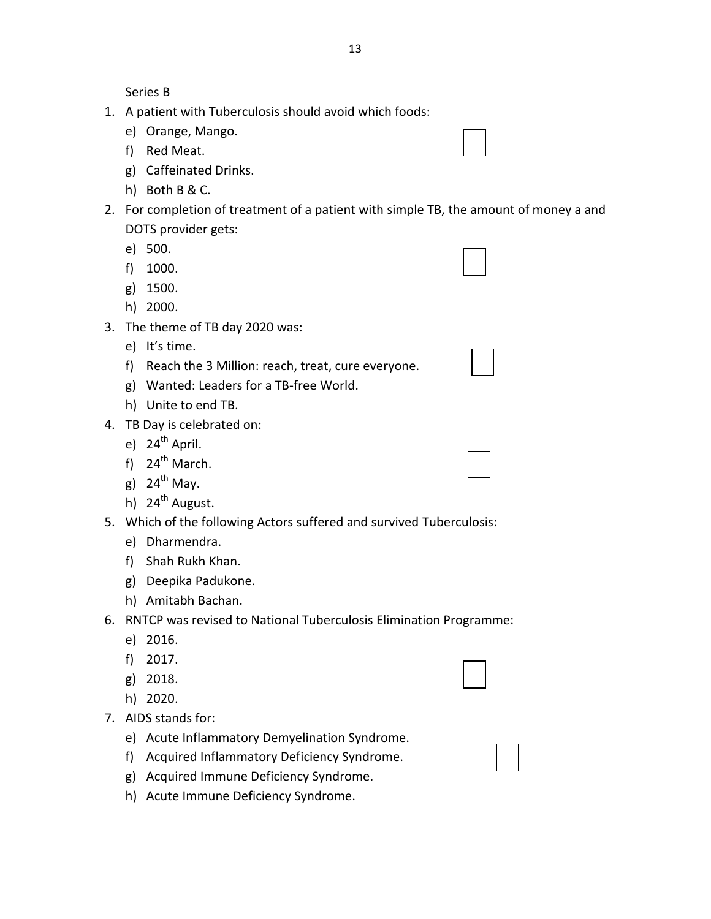Series B

1. A patient with Tuberculosis should avoid which foods:
   e) Orange, Mango.
   f) Red Meat.
   g) Caffeinated Drinks.
   h) Both B & C.
2. For completion of treatment of a patient with simple TB, the amount of money a and DOTS provider gets:
   e) 500.
   f) 1000.
   g) 1500.
   h) 2000.
3. The theme of TB day 2020 was:
   e) It's time.
   f) Reach the 3 Million: reach, treat, cure everyone.
   g) Wanted: Leaders for a TB-free World.
   h) Unite to end TB.
4. TB Day is celebrated on:
   e) 24th April.
   f) 24th March.
   g) 24th May.
   h) 24th August.
5. Which of the following Actors suffered and survived Tuberculosis:
   e) Dharmendra.
   f) Shah Rukh Khan.
   g) Deepika Padukone.
   h) Amitabh Bachan.
6. RNTCP was revised to National Tuberculosis Elimination Programme:
   e) 2016.
   f) 2017.
   g) 2018.
   h) 2020.
7. AIDS stands for:
   e) Acute Inflammatory Demyelination Syndrome.
   f) Acquired Inflammatory Deficiency Syndrome.
   g) Acquired Immune Deficiency Syndrome.
   h) Acute Immune Deficiency Syndrome.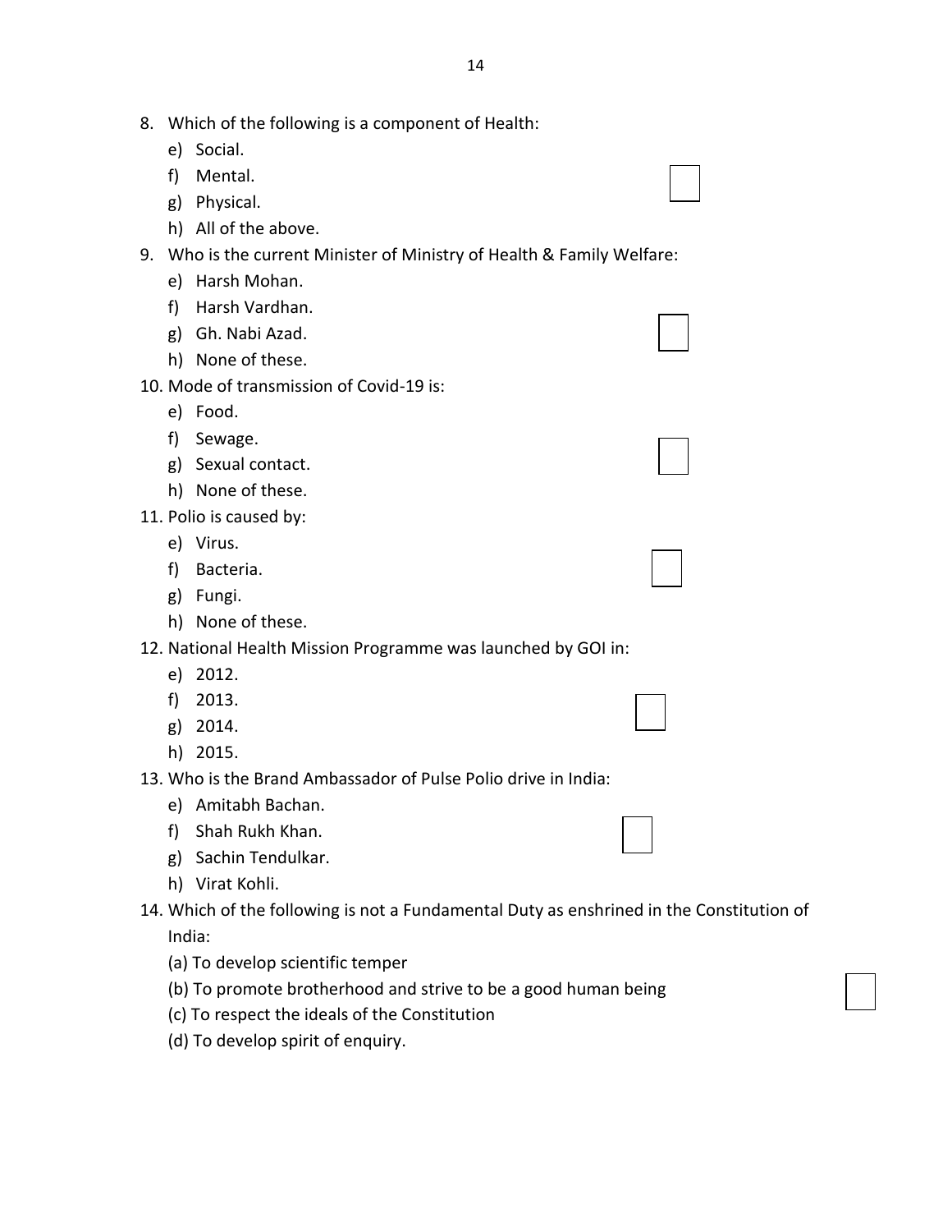8. Which of the following is a component of Health:
    e) Social.
    f) Mental.
    g) Physical.
    h) All of the above.
9. Who is the current Minister of Ministry of Health & Family Welfare:
    e) Harsh Mohan.
    f) Harsh Vardhan.
    g) Gh. Nabi Azad.
    h) None of these.
10. Mode of transmission of Covid-19 is:
    e) Food.
    f) Sewage.
    g) Sexual contact.
    h) None of these.
11. Polio is caused by:
    e) Virus.
    f) Bacteria.
    g) Fungi.
    h) None of these.
12. National Health Mission Programme was launched by GOI in:
    e) 2012.
    f) 2013.
    g) 2014.
    h) 2015.
13. Who is the Brand Ambassador of Pulse Polio drive in India:
    e) Amitabh Bachan.
    f) Shah Rukh Khan.
    g) Sachin Tendulkar.
    h) Virat Kohli.
14. Which of the following is not a Fundamental Duty as enshrined in the Constitution of India:

    (a) To develop scientific temper

    (b) To promote brotherhood and strive to be a good human being

    (c) To respect the ideals of the Constitution

    (d) To develop spirit of enquiry.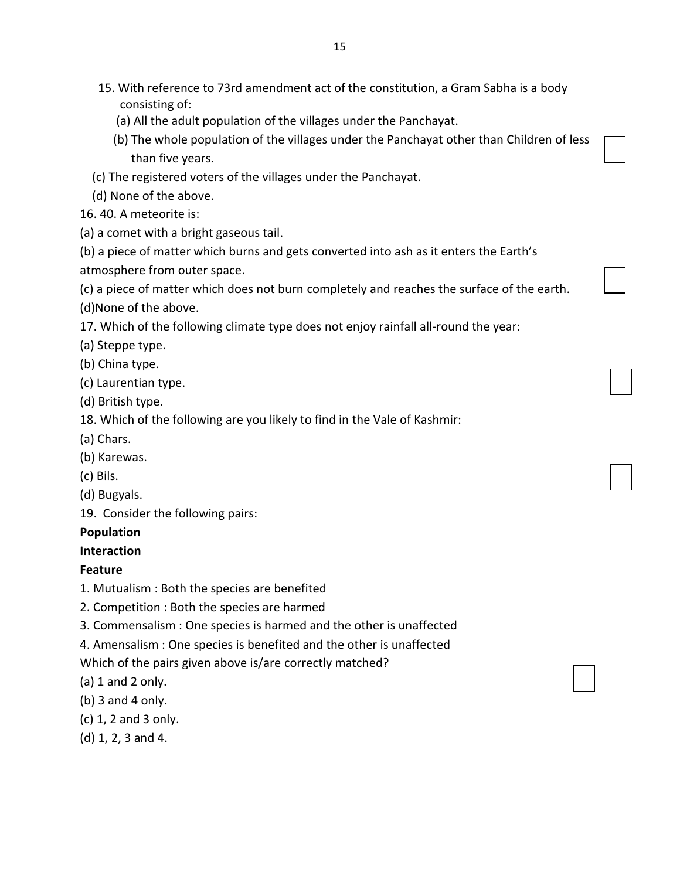15. With reference to 73rd amendment act of the constitution, a Gram Sabha is a body consisting of:

(a) All the adult population of the villages under the Panchayat.

(b) The whole population of the villages under the Panchayat other than Children of less than five years.

(c) The registered voters of the villages under the Panchayat.

(d) None of the above.

16. 40. A meteorite is:

(a) a comet with a bright gaseous tail.

(b) a piece of matter which burns and gets converted into ash as it enters the Earth's atmosphere from outer space.

(c) a piece of matter which does not burn completely and reaches the surface of the earth.

(d)None of the above.

17. Which of the following climate type does not enjoy rainfall all-round the year:

(a) Steppe type.

(b) China type.

(c) Laurentian type.

(d) British type.

18. Which of the following are you likely to find in the Vale of Kashmir:

(a) Chars.

(b) Karewas.

(c) Bils.

(d) Bugyals.

19. Consider the following pairs:

**Population**

**Interaction**

**Feature**

1. Mutualism : Both the species are benefited
2. Competition : Both the species are harmed
3. Commensalism : One species is harmed and the other is unaffected
4. Amensalism : One species is benefited and the other is unaffected

Which of the pairs given above is/are correctly matched?

(a) 1 and 2 only.

(b) 3 and 4 only.

(c) 1, 2 and 3 only.

(d) 1, 2, 3 and 4.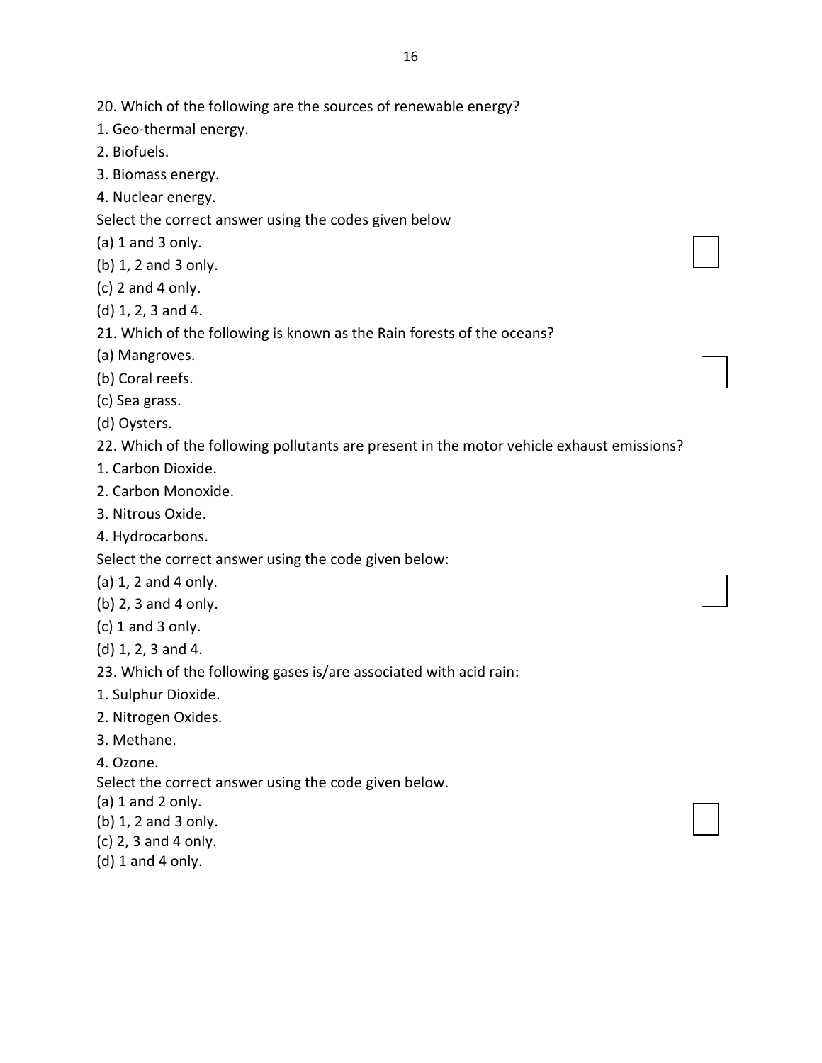20. Which of the following are the sources of renewable energy?

1. Geo-thermal energy.
2. Biofuels.
3. Biomass energy.
4. Nuclear energy.

Select the correct answer using the codes given below

(a) 1 and 3 only.

(b) 1, 2 and 3 only.

(c) 2 and 4 only.

(d) 1, 2, 3 and 4.

21. Which of the following is known as the Rain forests of the oceans?

(a) Mangroves.

(b) Coral reefs.

(c) Sea grass.

(d) Oysters.

22. Which of the following pollutants are present in the motor vehicle exhaust emissions?

1. Carbon Dioxide.
2. Carbon Monoxide.
3. Nitrous Oxide.
4. Hydrocarbons.

Select the correct answer using the code given below:

(a) 1, 2 and 4 only.

(b) 2, 3 and 4 only.

(c) 1 and 3 only.

(d) 1, 2, 3 and 4.

23. Which of the following gases is/are associated with acid rain:

1. Sulphur Dioxide.
2. Nitrogen Oxides.
3. Methane.
4. Ozone.

Select the correct answer using the code given below.

(a) 1 and 2 only.

(b) 1, 2 and 3 only.

(c) 2, 3 and 4 only.

(d) 1 and 4 only.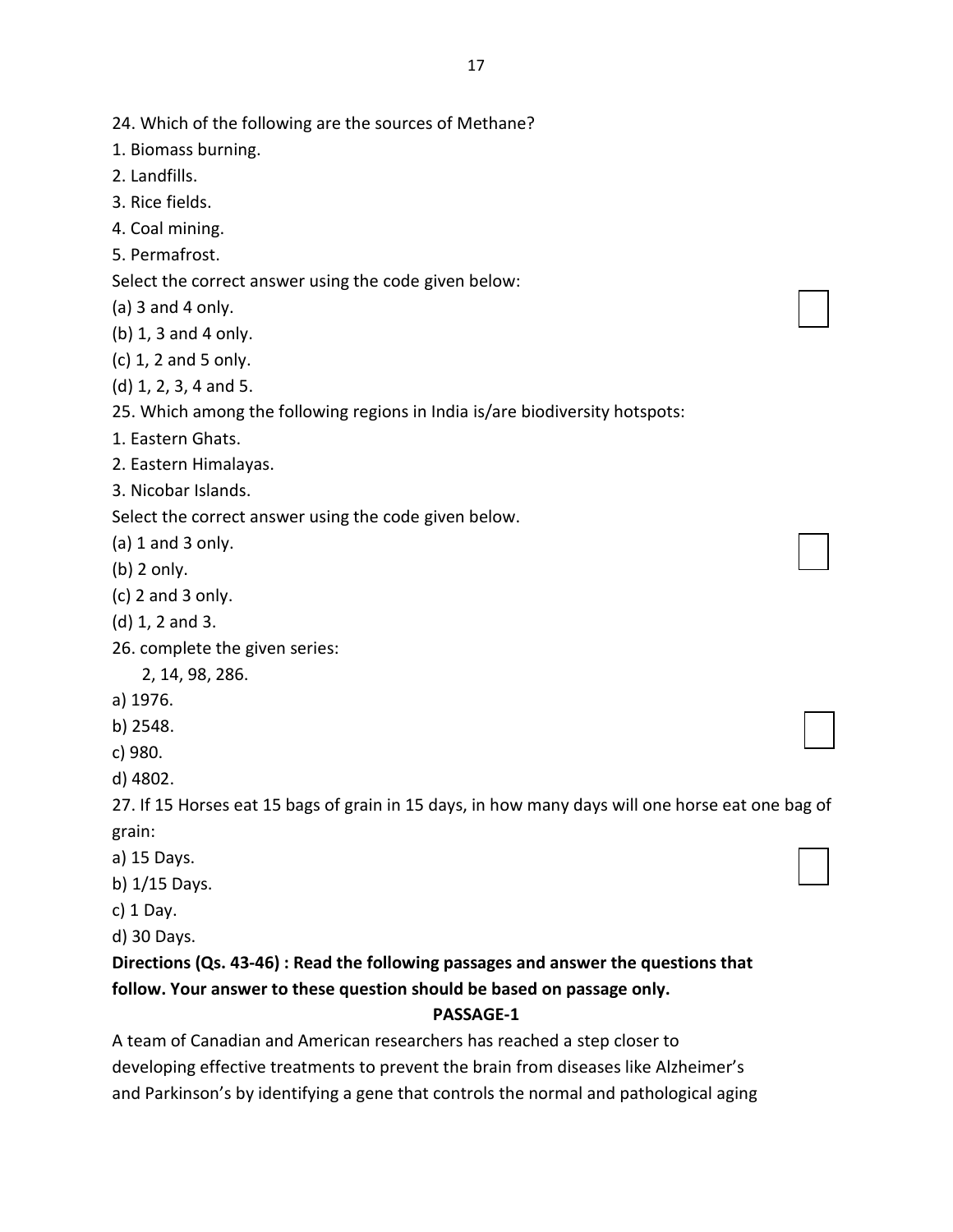24. Which of the following are the sources of Methane?

1. Biomass burning.
2. Landfills.
3. Rice fields.
4. Coal mining.
5. Permafrost.

Select the correct answer using the code given below:

(a) 3 and 4 only.
(b) 1, 3 and 4 only.
(c) 1, 2 and 5 only.
(d) 1, 2, 3, 4 and 5.

25. Which among the following regions in India is/are biodiversity hotspots:

1. Eastern Ghats.
2. Eastern Himalayas.
3. Nicobar Islands.

Select the correct answer using the code given below.

(a) 1 and 3 only.
(b) 2 only.
(c) 2 and 3 only.
(d) 1, 2 and 3.

26. complete the given series:

2, 14, 98, 286.

a) 1976.
b) 2548.
c) 980.
d) 4802.

27. If 15 Horses eat 15 bags of grain in 15 days, in how many days will one horse eat one bag of grain:

a) 15 Days.
b) 1/15 Days.
c) 1 Day.
d) 30 Days.

**Directions (Qs. 43-46) : Read the following passages and answer the questions that follow. Your answer to these question should be based on passage only.**

**PASSAGE-1**

A team of Canadian and American researchers has reached a step closer to developing effective treatments to prevent the brain from diseases like Alzheimer's and Parkinson's by identifying a gene that controls the normal and pathological aging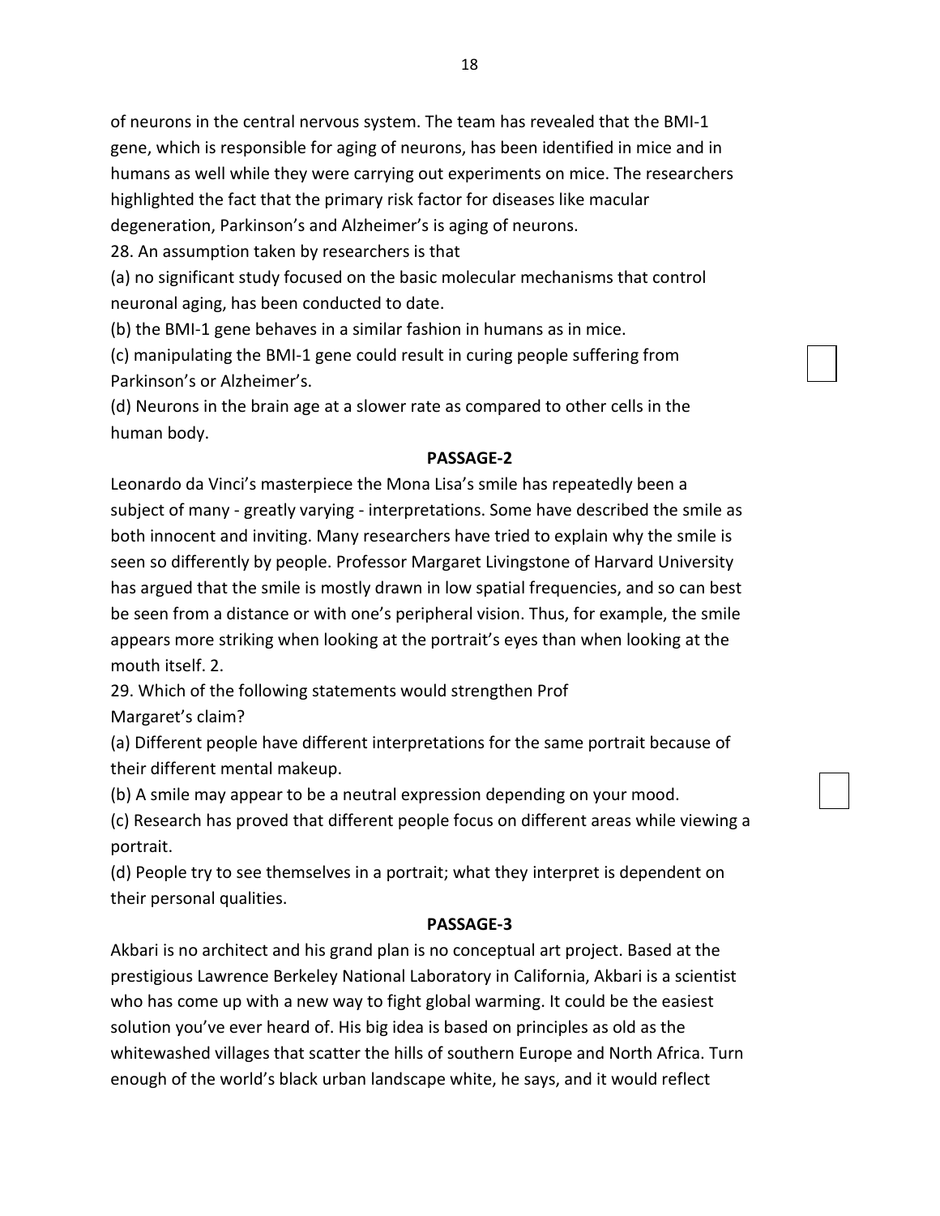of neurons in the central nervous system. The team has revealed that the BMI-1 gene, which is responsible for aging of neurons, has been identified in mice and in humans as well while they were carrying out experiments on mice. The researchers highlighted the fact that the primary risk factor for diseases like macular degeneration, Parkinson's and Alzheimer's is aging of neurons.

28. An assumption taken by researchers is that

(a) no significant study focused on the basic molecular mechanisms that control neuronal aging, has been conducted to date.

(b) the BMI-1 gene behaves in a similar fashion in humans as in mice.

(c) manipulating the BMI-1 gene could result in curing people suffering from Parkinson's or Alzheimer's.

(d) Neurons in the brain age at a slower rate as compared to other cells in the human body.

**PASSAGE-2**

Leonardo da Vinci's masterpiece the Mona Lisa's smile has repeatedly been a subject of many - greatly varying - interpretations. Some have described the smile as both innocent and inviting. Many researchers have tried to explain why the smile is seen so differently by people. Professor Margaret Livingstone of Harvard University has argued that the smile is mostly drawn in low spatial frequencies, and so can best be seen from a distance or with one's peripheral vision. Thus, for example, the smile appears more striking when looking at the portrait's eyes than when looking at the mouth itself. 2.

29. Which of the following statements would strengthen Prof Margaret's claim?

(a) Different people have different interpretations for the same portrait because of their different mental makeup.

(b) A smile may appear to be a neutral expression depending on your mood.

(c) Research has proved that different people focus on different areas while viewing a portrait.

(d) People try to see themselves in a portrait; what they interpret is dependent on their personal qualities.

**PASSAGE-3**

Akbari is no architect and his grand plan is no conceptual art project. Based at the prestigious Lawrence Berkeley National Laboratory in California, Akbari is a scientist who has come up with a new way to fight global warming. It could be the easiest solution you've ever heard of. His big idea is based on principles as old as the whitewashed villages that scatter the hills of southern Europe and North Africa. Turn enough of the world's black urban landscape white, he says, and it would reflect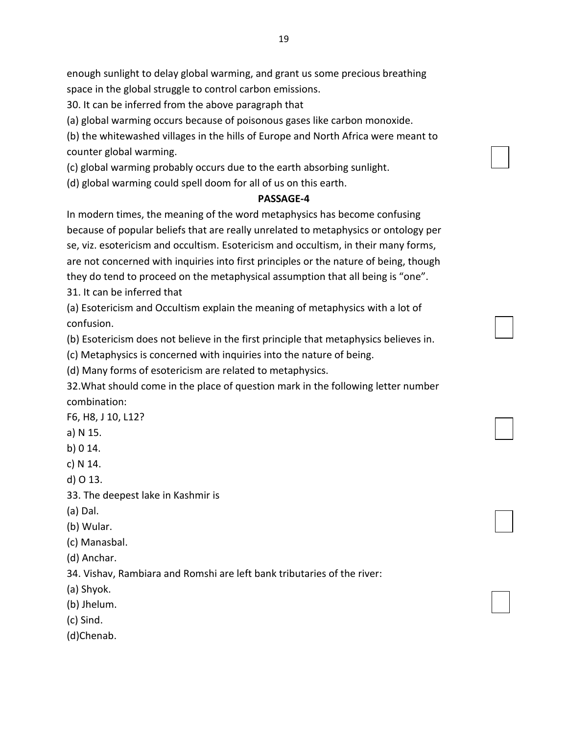enough sunlight to delay global warming, and grant us some precious breathing space in the global struggle to control carbon emissions.

30. It can be inferred from the above paragraph that

(a) global warming occurs because of poisonous gases like carbon monoxide.

(b) the whitewashed villages in the hills of Europe and North Africa were meant to counter global warming.

(c) global warming probably occurs due to the earth absorbing sunlight.

(d) global warming could spell doom for all of us on this earth.

**PASSAGE-4**

In modern times, the meaning of the word metaphysics has become confusing because of popular beliefs that are really unrelated to metaphysics or ontology per se, viz. esotericism and occultism. Esotericism and occultism, in their many forms, are not concerned with inquiries into first principles or the nature of being, though they do tend to proceed on the metaphysical assumption that all being is "one".

31. It can be inferred that

(a) Esotericism and Occultism explain the meaning of metaphysics with a lot of confusion.

(b) Esotericism does not believe in the first principle that metaphysics believes in.

(c) Metaphysics is concerned with inquiries into the nature of being.

(d) Many forms of esotericism are related to metaphysics.

32.What should come in the place of question mark in the following letter number combination:

F6, H8, J 10, L12?

a) N 15.

b) 0 14.

c) N 14.

d) O 13.

33. The deepest lake in Kashmir is

(a) Dal.

(b) Wular.

(c) Manasbal.

(d) Anchar.

34. Vishav, Rambiara and Romshi are left bank tributaries of the river:

(a) Shyok.

(b) Jhelum.

(c) Sind.

(d)Chenab.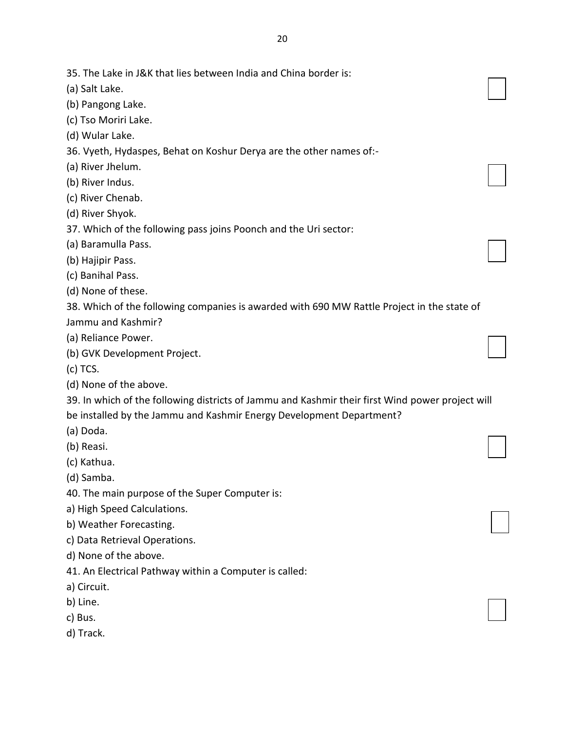35. The Lake in J&K that lies between India and China border is:

(a) Salt Lake.

(b) Pangong Lake.

(c) Tso Moriri Lake.

(d) Wular Lake.

36. Vyeth, Hydaspes, Behat on Koshur Derya are the other names of:-

(a) River Jhelum.

(b) River Indus.

(c) River Chenab.

(d) River Shyok.

37. Which of the following pass joins Poonch and the Uri sector:

(a) Baramulla Pass.

(b) Hajipir Pass.

(c) Banihal Pass.

(d) None of these.

38. Which of the following companies is awarded with 690 MW Rattle Project in the state of Jammu and Kashmir?

(a) Reliance Power.

(b) GVK Development Project.

(c) TCS.

(d) None of the above.

39. In which of the following districts of Jammu and Kashmir their first Wind power project will be installed by the Jammu and Kashmir Energy Development Department?

(a) Doda.

(b) Reasi.

(c) Kathua.

(d) Samba.

40. The main purpose of the Super Computer is:

a) High Speed Calculations.

b) Weather Forecasting.

c) Data Retrieval Operations.

d) None of the above.

41. An Electrical Pathway within a Computer is called:

a) Circuit.

b) Line.

c) Bus.

d) Track.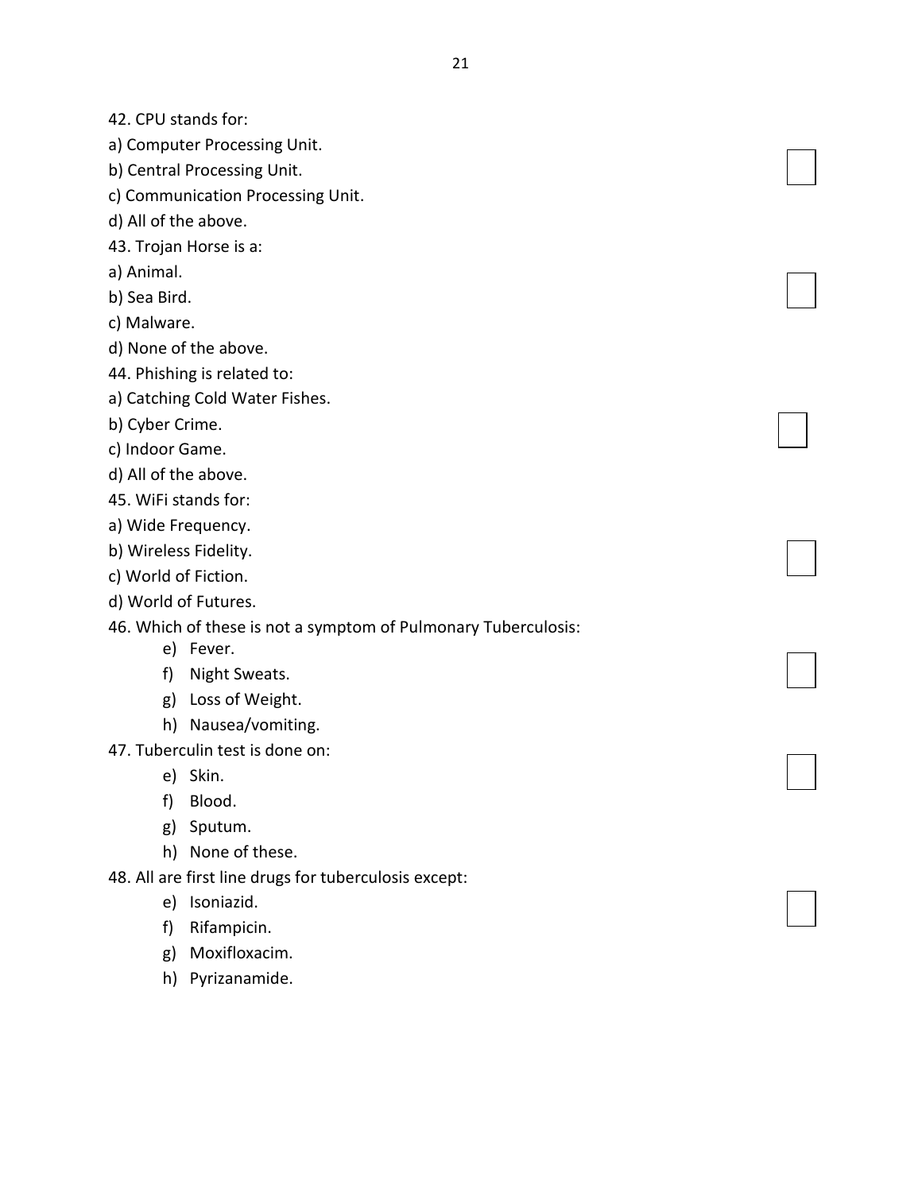42. CPU stands for:

a) Computer Processing Unit.

b) Central Processing Unit.

c) Communication Processing Unit.

d) All of the above.

43. Trojan Horse is a:

a) Animal.

b) Sea Bird.

c) Malware.

d) None of the above.

44. Phishing is related to:

a) Catching Cold Water Fishes.

b) Cyber Crime.

c) Indoor Game.

d) All of the above.

45. WiFi stands for:

a) Wide Frequency.

b) Wireless Fidelity.

c) World of Fiction.

d) World of Futures.

46. Which of these is not a symptom of Pulmonary Tuberculosis:

e) Fever.
f) Night Sweats.
g) Loss of Weight.
h) Nausea/vomiting.

47. Tuberculin test is done on:

e) Skin.
f) Blood.
g) Sputum.
h) None of these.

48. All are first line drugs for tuberculosis except:

e) Isoniazid.
f) Rifampicin.
g) Moxifloxacim.
h) Pyrizanamide.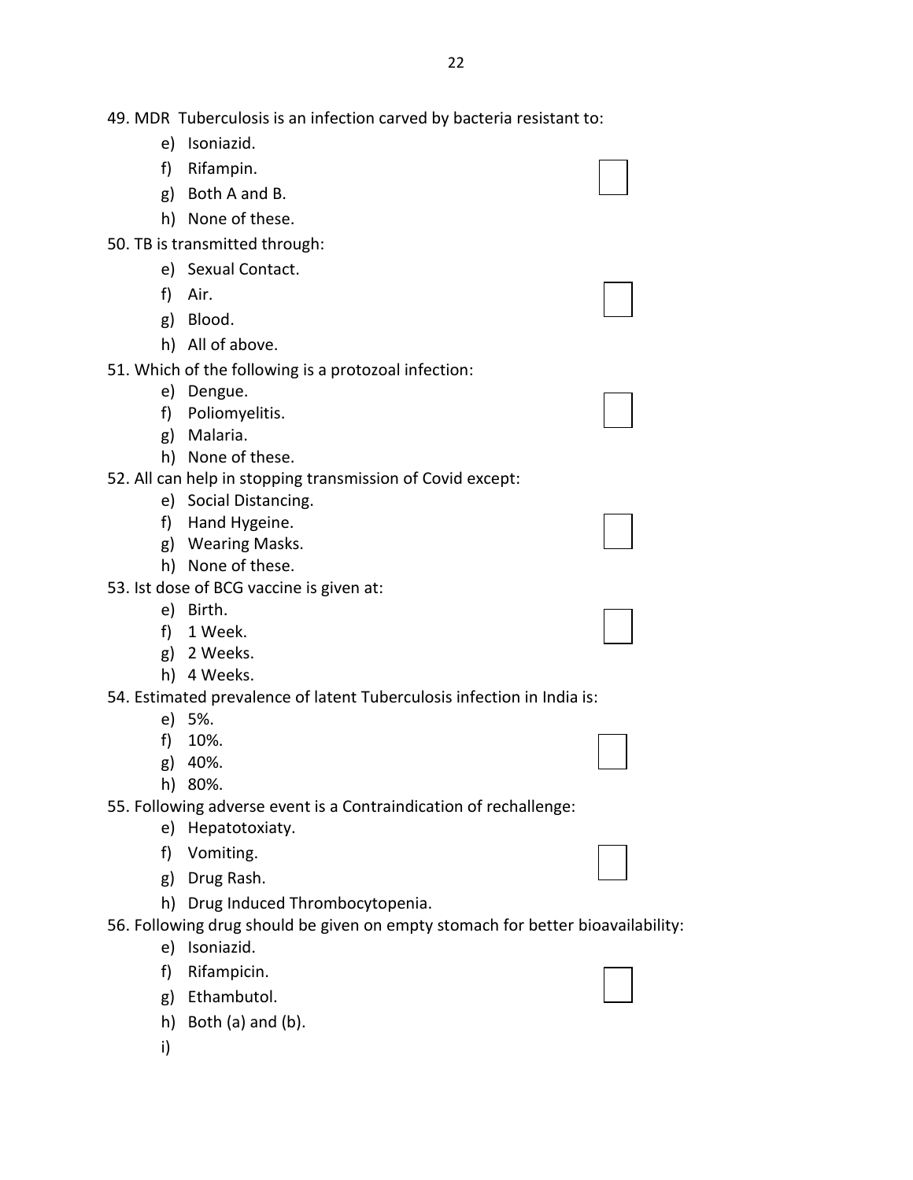49. MDR  Tuberculosis is an infection carved by bacteria resistant to:

   e) Isoniazid.
   f) Rifampin.
   g) Both A and B.
   h) None of these.

50. TB is transmitted through:

   e) Sexual Contact.
   f) Air.
   g) Blood.
   h) All of above.

51. Which of the following is a protozoal infection:

   e) Dengue.
   f) Poliomyelitis.
   g) Malaria.
   h) None of these.

52. All can help in stopping transmission of Covid except:

   e) Social Distancing.
   f) Hand Hygeine.
   g) Wearing Masks.
   h) None of these.

53. Ist dose of BCG vaccine is given at:

   e) Birth.
   f) 1 Week.
   g) 2 Weeks.
   h) 4 Weeks.

54. Estimated prevalence of latent Tuberculosis infection in India is:

   e) 5%.
   f) 10%.
   g) 40%.
   h) 80%.

55. Following adverse event is a Contraindication of rechallenge:

   e) Hepatotoxiaty.
   f) Vomiting.
   g) Drug Rash.
   h) Drug Induced Thrombocytopenia.

56. Following drug should be given on empty stomach for better bioavailability:

   e) Isoniazid.
   f) Rifampicin.
   g) Ethambutol.
   h) Both (a) and (b).
   i)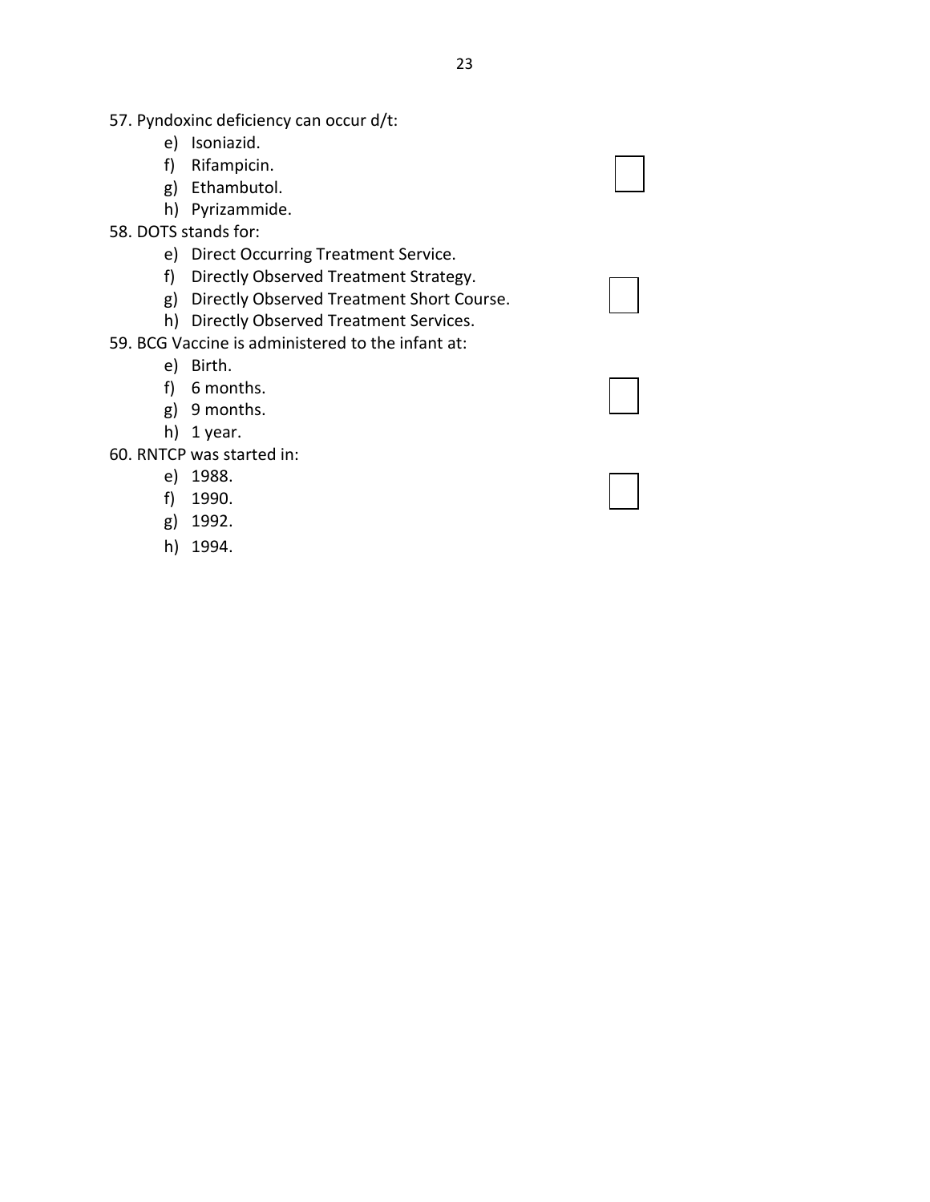57. Pyndoxinc deficiency can occur d/t:

   e) Isoniazid.
   f) Rifampicin.
   g) Ethambutol.
   h) Pyrizammide.

58. DOTS stands for:

   e) Direct Occurring Treatment Service.
   f) Directly Observed Treatment Strategy.
   g) Directly Observed Treatment Short Course.
   h) Directly Observed Treatment Services.

59. BCG Vaccine is administered to the infant at:

   e) Birth.
   f) 6 months.
   g) 9 months.
   h) 1 year.

60. RNTCP was started in:

   e) 1988.
   f) 1990.
   g) 1992.
   h) 1994.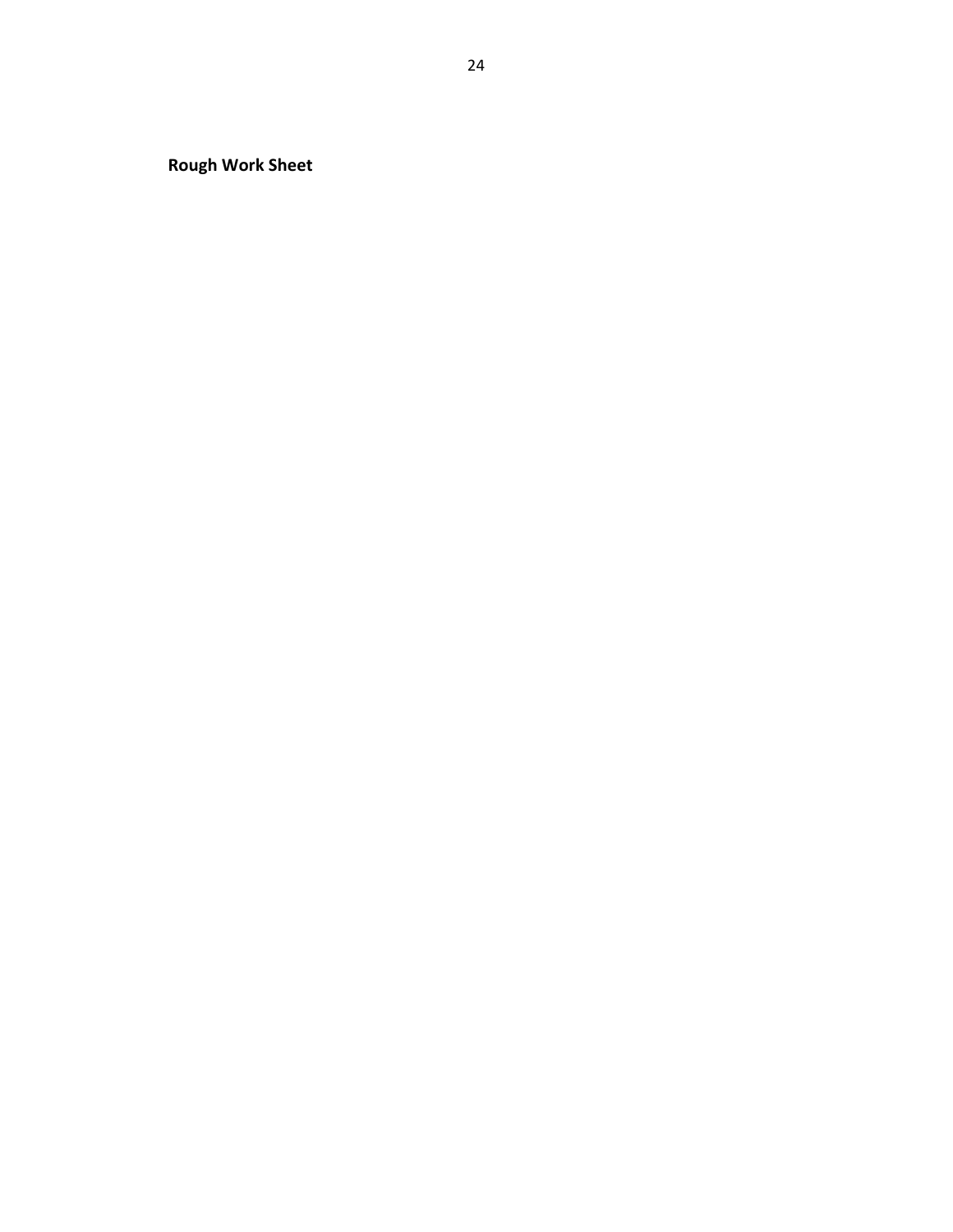**Rough Work Sheet**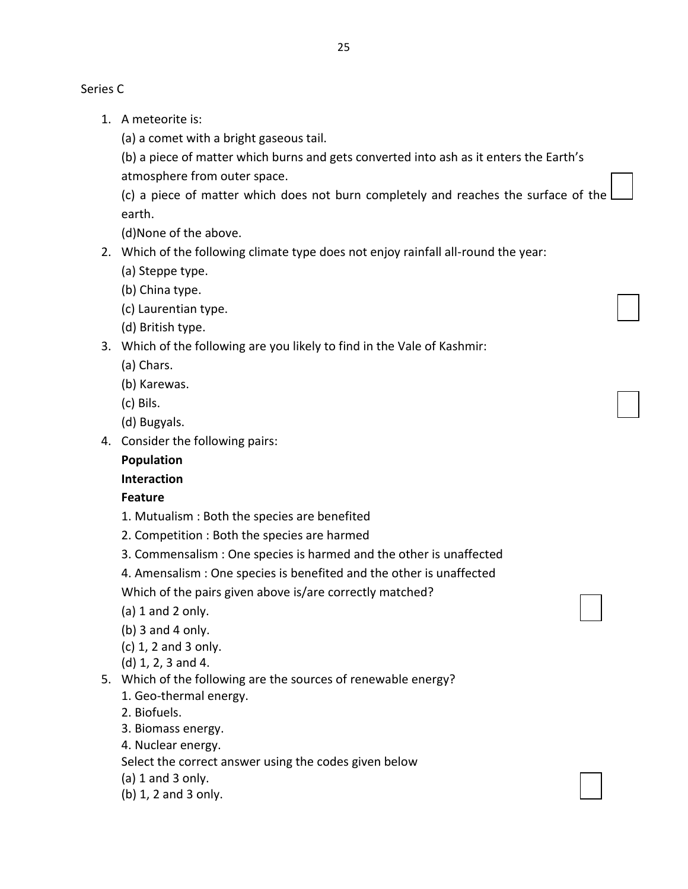Series C

1. A meteorite is:

   (a) a comet with a bright gaseous tail.

   (b) a piece of matter which burns and gets converted into ash as it enters the Earth's atmosphere from outer space.

   (c) a piece of matter which does not burn completely and reaches the surface of the earth.

   (d)None of the above.

2. Which of the following climate type does not enjoy rainfall all-round the year:

   (a) Steppe type.

   (b) China type.

   (c) Laurentian type.

   (d) British type.

3. Which of the following are you likely to find in the Vale of Kashmir:

   (a) Chars.

   (b) Karewas.

   (c) Bils.

   (d) Bugyals.

4. Consider the following pairs:

   **Population**

   **Interaction**

   **Feature**

   1. Mutualism : Both the species are benefited

   2. Competition : Both the species are harmed

   3. Commensalism : One species is harmed and the other is unaffected

   4. Amensalism : One species is benefited and the other is unaffected

   Which of the pairs given above is/are correctly matched?

   (a) 1 and 2 only.

   (b) 3 and 4 only.

   (c) 1, 2 and 3 only.

   (d) 1, 2, 3 and 4.

5. Which of the following are the sources of renewable energy?

   1. Geo-thermal energy.

   2. Biofuels.

   3. Biomass energy.

   4. Nuclear energy.

   Select the correct answer using the codes given below

   (a) 1 and 3 only.

   (b) 1, 2 and 3 only.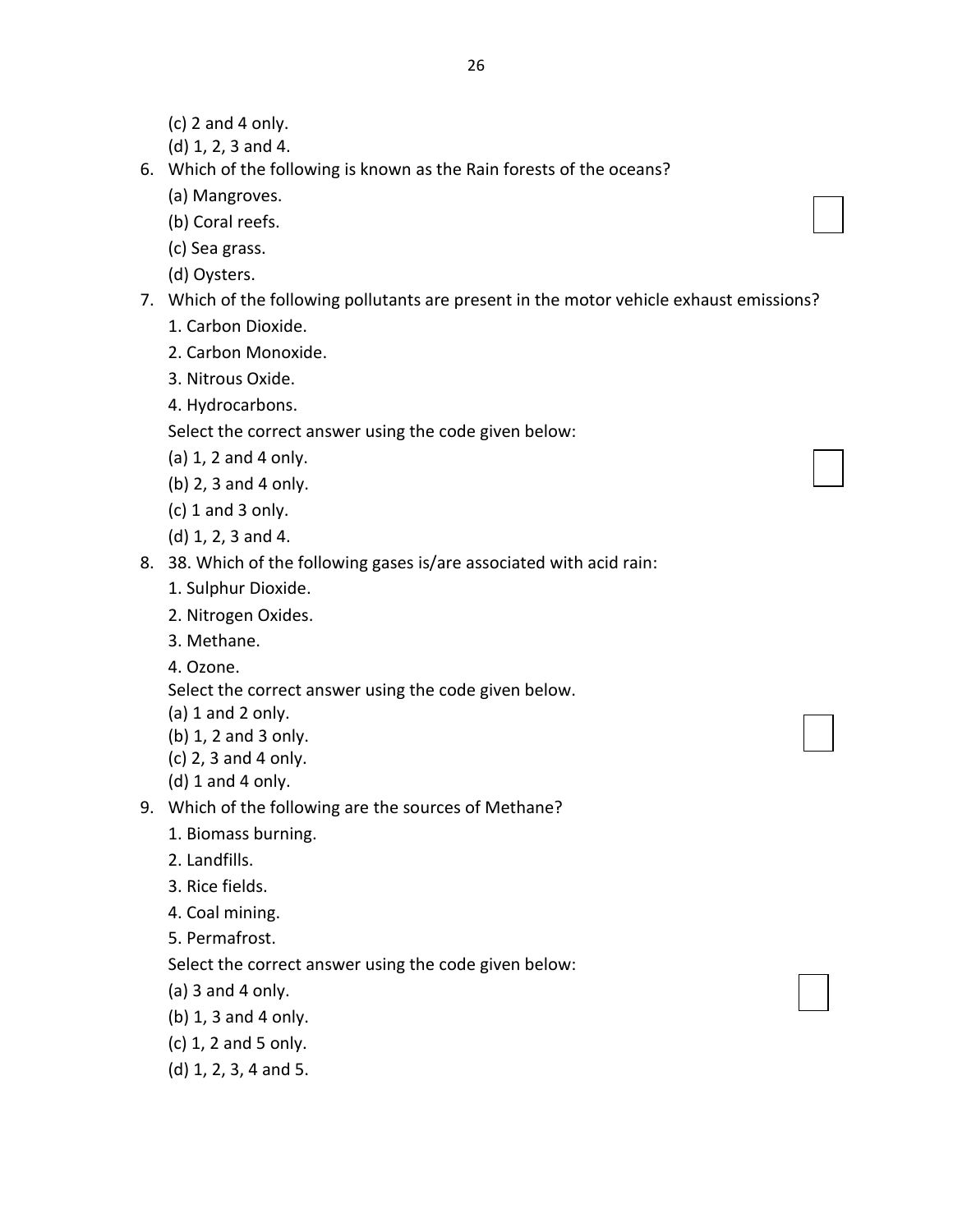(c) 2 and 4 only.

(d) 1, 2, 3 and 4.

6. Which of the following is known as the Rain forests of the oceans?

   (a) Mangroves.

   (b) Coral reefs.

   (c) Sea grass.

   (d) Oysters.

7. Which of the following pollutants are present in the motor vehicle exhaust emissions?

   1. Carbon Dioxide.

   2. Carbon Monoxide.

   3. Nitrous Oxide.

   4. Hydrocarbons.

   Select the correct answer using the code given below:

   (a) 1, 2 and 4 only.

   (b) 2, 3 and 4 only.

   (c) 1 and 3 only.

   (d) 1, 2, 3 and 4.

8. 38. Which of the following gases is/are associated with acid rain:

   1. Sulphur Dioxide.

   2. Nitrogen Oxides.

   3. Methane.

   4. Ozone.

   Select the correct answer using the code given below.

   (a) 1 and 2 only.

   (b) 1, 2 and 3 only.

   (c) 2, 3 and 4 only.

   (d) 1 and 4 only.

9. Which of the following are the sources of Methane?

   1. Biomass burning.

   2. Landfills.

   3. Rice fields.

   4. Coal mining.

   5. Permafrost.

   Select the correct answer using the code given below:

   (a) 3 and 4 only.

   (b) 1, 3 and 4 only.

   (c) 1, 2 and 5 only.

   (d) 1, 2, 3, 4 and 5.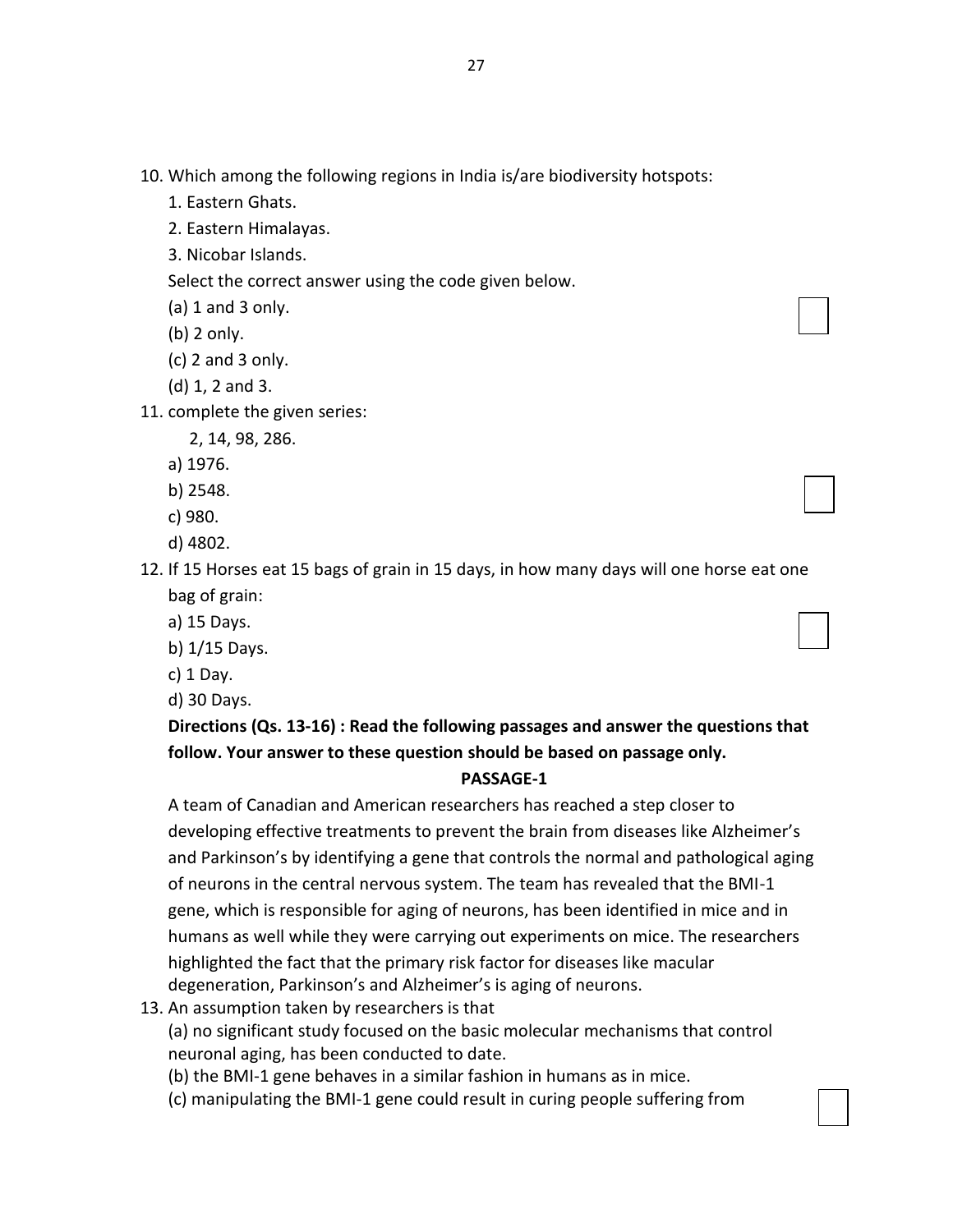10. Which among the following regions in India is/are biodiversity hotspots:

    1. Eastern Ghats.
    2. Eastern Himalayas.
    3. Nicobar Islands.

    Select the correct answer using the code given below.

    (a) 1 and 3 only.

    (b) 2 only.

    (c) 2 and 3 only.

    (d) 1, 2 and 3.

11. complete the given series:

    2, 14, 98, 286.

    a) 1976.

    b) 2548.

    c) 980.

    d) 4802.

12. If 15 Horses eat 15 bags of grain in 15 days, in how many days will one horse eat one bag of grain:

    a) 15 Days.

    b) 1/15 Days.

    c) 1 Day.

    d) 30 Days.

**Directions (Qs. 13-16) : Read the following passages and answer the questions that follow. Your answer to these question should be based on passage only.**

**PASSAGE-1**

A team of Canadian and American researchers has reached a step closer to developing effective treatments to prevent the brain from diseases like Alzheimer's and Parkinson's by identifying a gene that controls the normal and pathological aging of neurons in the central nervous system. The team has revealed that the BMI-1 gene, which is responsible for aging of neurons, has been identified in mice and in humans as well while they were carrying out experiments on mice. The researchers highlighted the fact that the primary risk factor for diseases like macular degeneration, Parkinson's and Alzheimer's is aging of neurons.

13. An assumption taken by researchers is that

    (a) no significant study focused on the basic molecular mechanisms that control neuronal aging, has been conducted to date.

    (b) the BMI-1 gene behaves in a similar fashion in humans as in mice.

    (c) manipulating the BMI-1 gene could result in curing people suffering from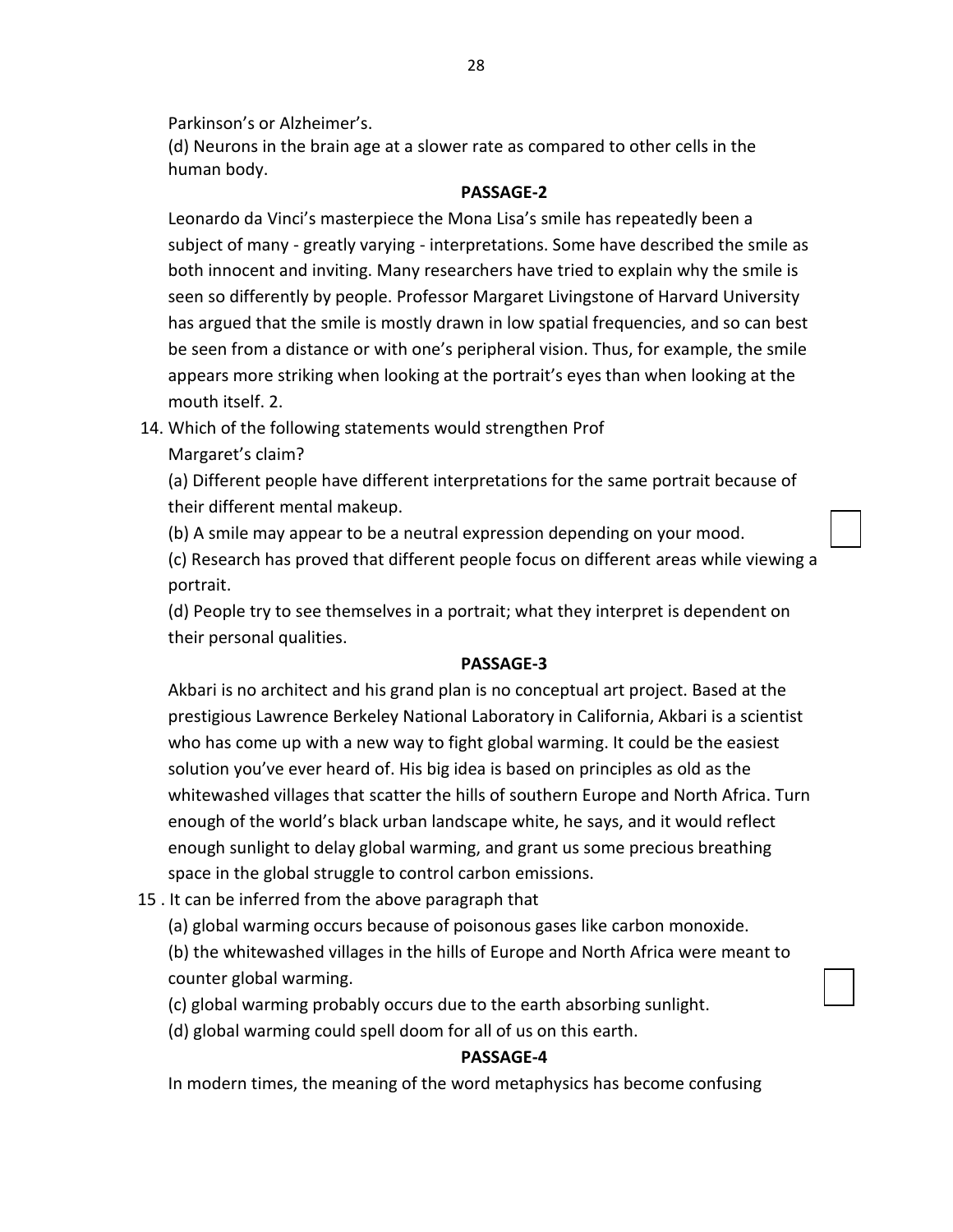Parkinson's or Alzheimer's.

(d) Neurons in the brain age at a slower rate as compared to other cells in the human body.

**PASSAGE-2**

Leonardo da Vinci's masterpiece the Mona Lisa's smile has repeatedly been a subject of many - greatly varying - interpretations. Some have described the smile as both innocent and inviting. Many researchers have tried to explain why the smile is seen so differently by people. Professor Margaret Livingstone of Harvard University has argued that the smile is mostly drawn in low spatial frequencies, and so can best be seen from a distance or with one's peripheral vision. Thus, for example, the smile appears more striking when looking at the portrait's eyes than when looking at the mouth itself. 2.

14. Which of the following statements would strengthen Prof Margaret's claim?

(a) Different people have different interpretations for the same portrait because of their different mental makeup.

(b) A smile may appear to be a neutral expression depending on your mood.

(c) Research has proved that different people focus on different areas while viewing a portrait.

(d) People try to see themselves in a portrait; what they interpret is dependent on their personal qualities.

**PASSAGE-3**

Akbari is no architect and his grand plan is no conceptual art project. Based at the prestigious Lawrence Berkeley National Laboratory in California, Akbari is a scientist who has come up with a new way to fight global warming. It could be the easiest solution you've ever heard of. His big idea is based on principles as old as the whitewashed villages that scatter the hills of southern Europe and North Africa. Turn enough of the world's black urban landscape white, he says, and it would reflect enough sunlight to delay global warming, and grant us some precious breathing space in the global struggle to control carbon emissions.

15 . It can be inferred from the above paragraph that

(a) global warming occurs because of poisonous gases like carbon monoxide.

(b) the whitewashed villages in the hills of Europe and North Africa were meant to counter global warming.

(c) global warming probably occurs due to the earth absorbing sunlight.

(d) global warming could spell doom for all of us on this earth.

**PASSAGE-4**

In modern times, the meaning of the word metaphysics has become confusing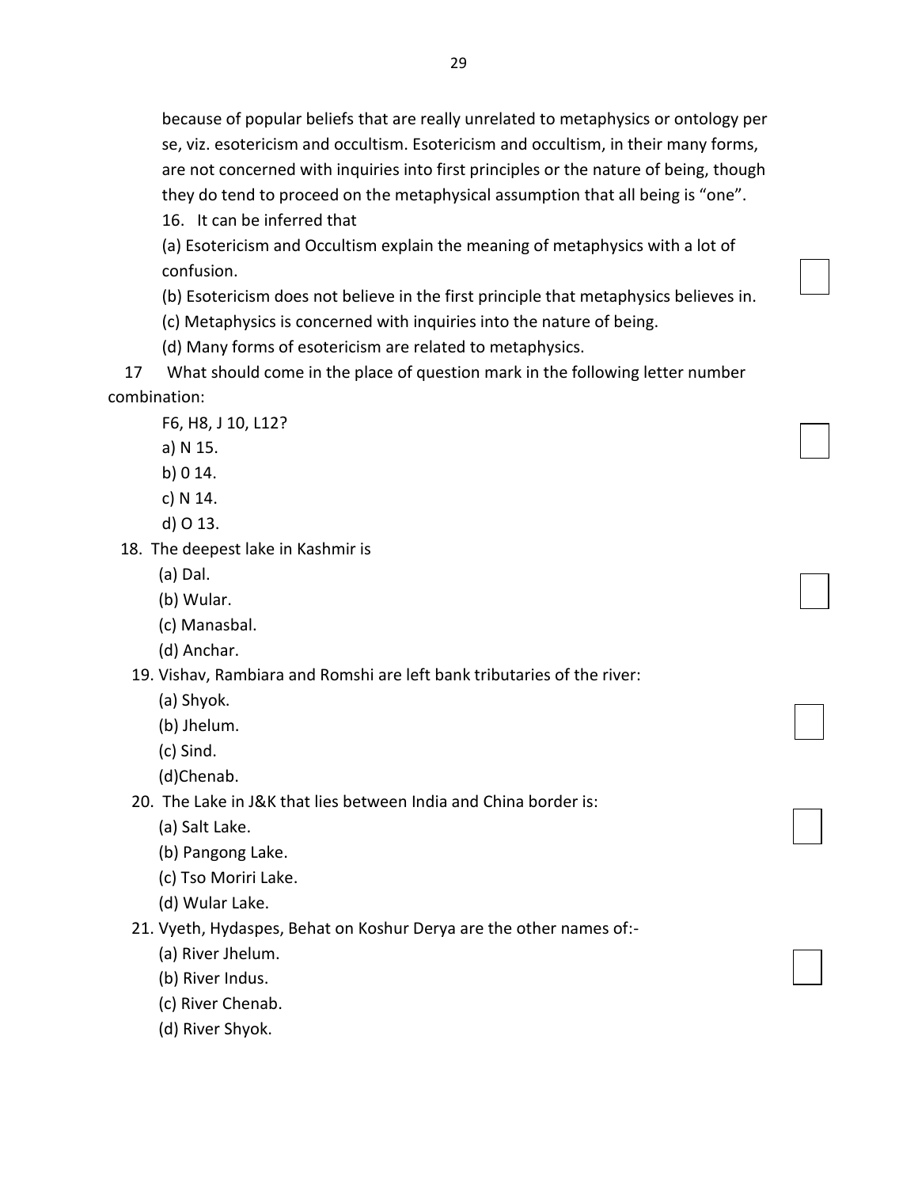because of popular beliefs that are really unrelated to metaphysics or ontology per se, viz. esotericism and occultism. Esotericism and occultism, in their many forms, are not concerned with inquiries into first principles or the nature of being, though they do tend to proceed on the metaphysical assumption that all being is "one".

16. It can be inferred that

(a) Esotericism and Occultism explain the meaning of metaphysics with a lot of confusion.

(b) Esotericism does not believe in the first principle that metaphysics believes in.

(c) Metaphysics is concerned with inquiries into the nature of being.

(d) Many forms of esotericism are related to metaphysics.

17 What should come in the place of question mark in the following letter number combination:

F6, H8, J 10, L12?

a) N 15.

b) 0 14.

c) N 14.

d) O 13.

18. The deepest lake in Kashmir is

(a) Dal.

(b) Wular.

(c) Manasbal.

(d) Anchar.

19. Vishav, Rambiara and Romshi are left bank tributaries of the river:

(a) Shyok.

(b) Jhelum.

(c) Sind.

(d)Chenab.

20. The Lake in J&K that lies between India and China border is:

(a) Salt Lake.

(b) Pangong Lake.

(c) Tso Moriri Lake.

(d) Wular Lake.

21. Vyeth, Hydaspes, Behat on Koshur Derya are the other names of:-

(a) River Jhelum.

(b) River Indus.

(c) River Chenab.

(d) River Shyok.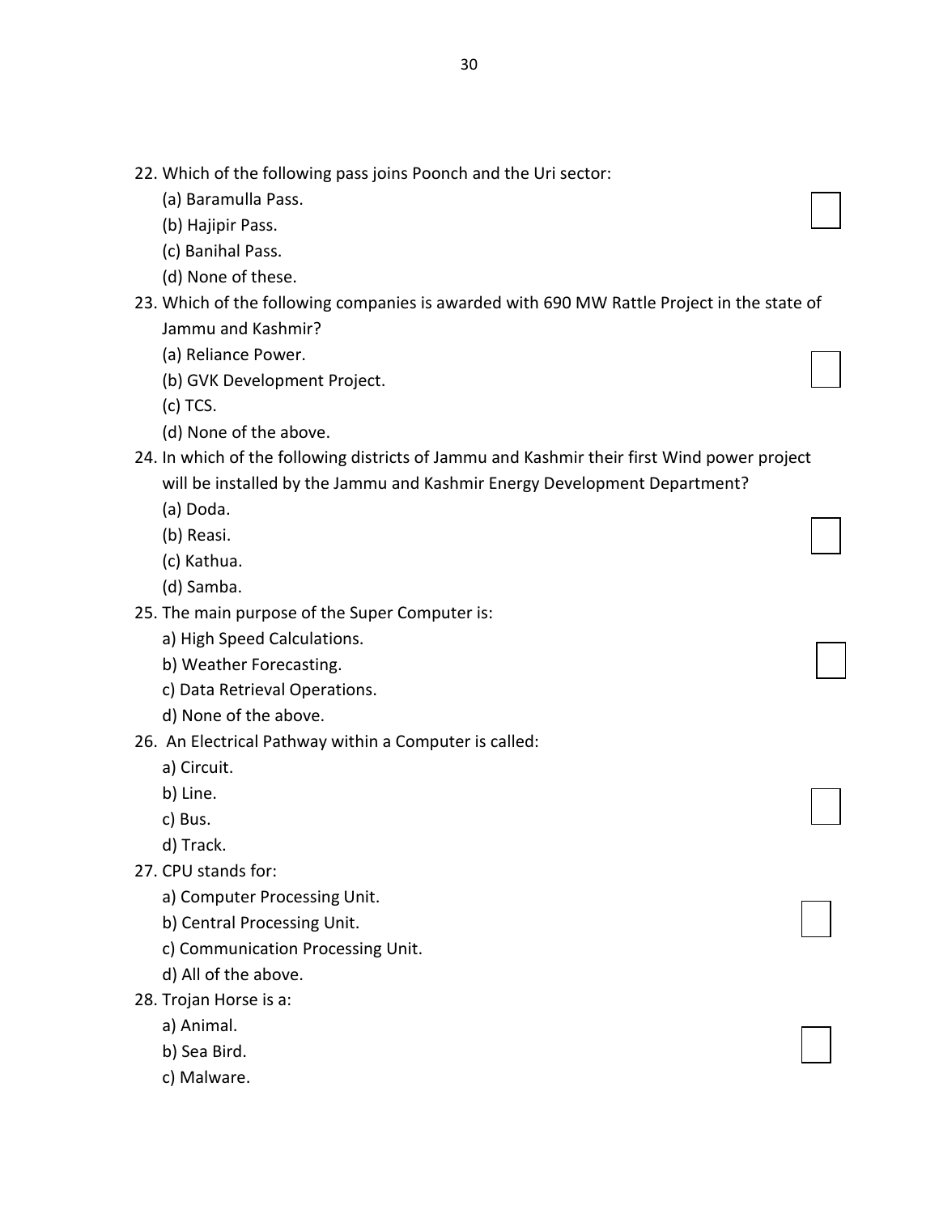22. Which of the following pass joins Poonch and the Uri sector:
    (a) Baramulla Pass.
    (b) Hajipir Pass.
    (c) Banihal Pass.
    (d) None of these.
23. Which of the following companies is awarded with 690 MW Rattle Project in the state of Jammu and Kashmir?
    (a) Reliance Power.
    (b) GVK Development Project.
    (c) TCS.
    (d) None of the above.
24. In which of the following districts of Jammu and Kashmir their first Wind power project will be installed by the Jammu and Kashmir Energy Development Department?
    (a) Doda.
    (b) Reasi.
    (c) Kathua.
    (d) Samba.
25. The main purpose of the Super Computer is:
    a) High Speed Calculations.
    b) Weather Forecasting.
    c) Data Retrieval Operations.
    d) None of the above.
26. An Electrical Pathway within a Computer is called:
    a) Circuit.
    b) Line.
    c) Bus.
    d) Track.
27. CPU stands for:
    a) Computer Processing Unit.
    b) Central Processing Unit.
    c) Communication Processing Unit.
    d) All of the above.
28. Trojan Horse is a:
    a) Animal.
    b) Sea Bird.
    c) Malware.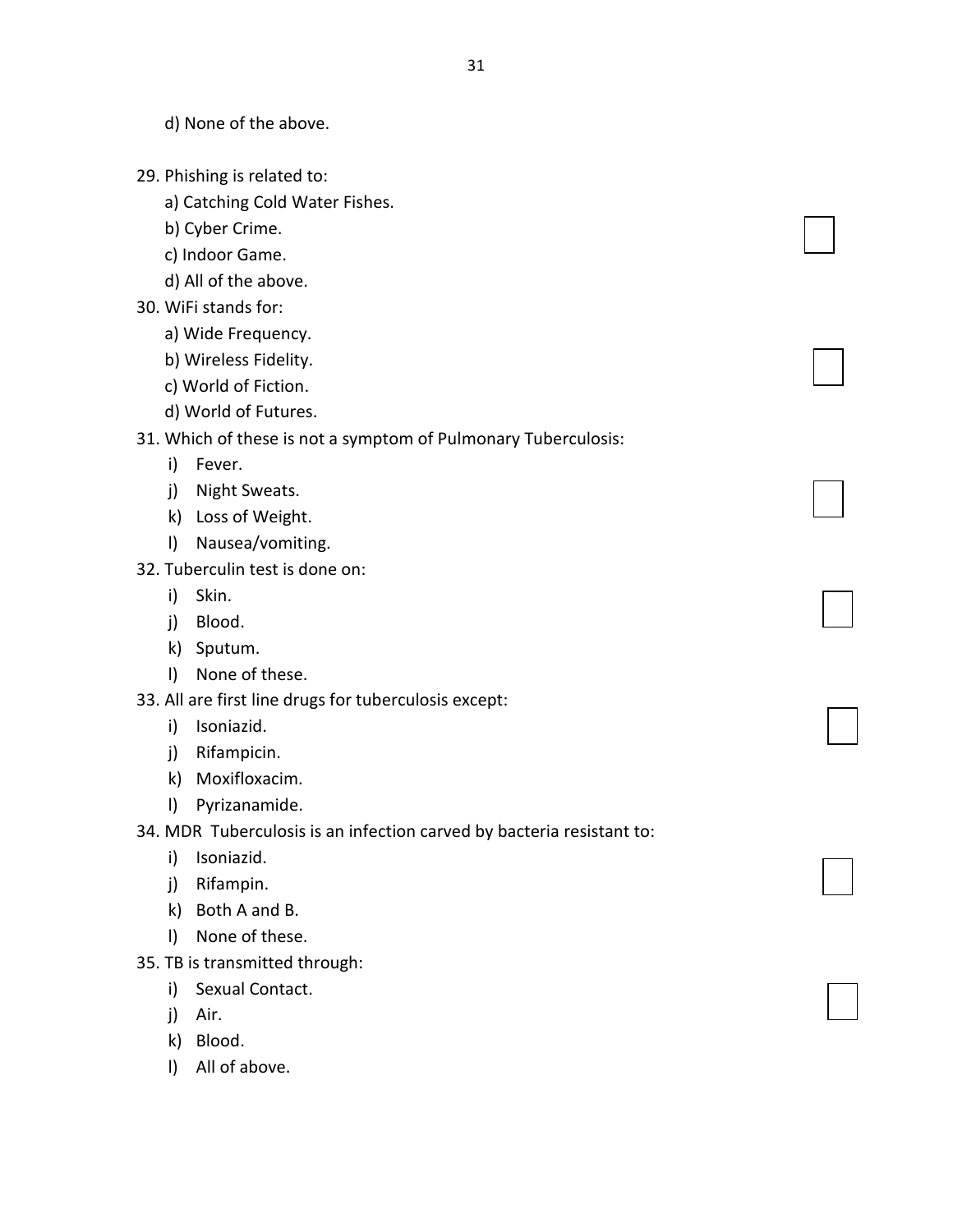d) None of the above.

29. Phishing is related to:
    a) Catching Cold Water Fishes.
    b) Cyber Crime.
    c) Indoor Game.
    d) All of the above.
30. WiFi stands for:
    a) Wide Frequency.
    b) Wireless Fidelity.
    c) World of Fiction.
    d) World of Futures.
31. Which of these is not a symptom of Pulmonary Tuberculosis:
    i) Fever.
    j) Night Sweats.
    k) Loss of Weight.
    l) Nausea/vomiting.
32. Tuberculin test is done on:
    i) Skin.
    j) Blood.
    k) Sputum.
    l) None of these.
33. All are first line drugs for tuberculosis except:
    i) Isoniazid.
    j) Rifampicin.
    k) Moxifloxacim.
    l) Pyrizanamide.
34. MDR Tuberculosis is an infection carved by bacteria resistant to:
    i) Isoniazid.
    j) Rifampin.
    k) Both A and B.
    l) None of these.
35. TB is transmitted through:
    i) Sexual Contact.
    j) Air.
    k) Blood.
    l) All of above.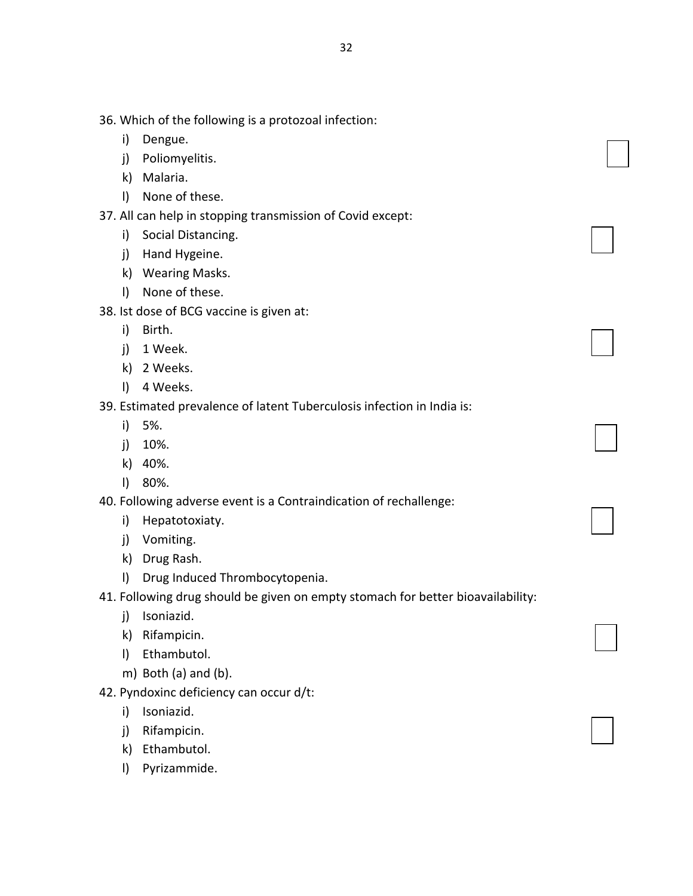36. Which of the following is a protozoal infection:
    i) Dengue.
    j) Poliomyelitis.
    k) Malaria.
    l) None of these.

37. All can help in stopping transmission of Covid except:
    i) Social Distancing.
    j) Hand Hygeine.
    k) Wearing Masks.
    l) None of these.

38. Ist dose of BCG vaccine is given at:
    i) Birth.
    j) 1 Week.
    k) 2 Weeks.
    l) 4 Weeks.

39. Estimated prevalence of latent Tuberculosis infection in India is:
    i) 5%.
    j) 10%.
    k) 40%.
    l) 80%.

40. Following adverse event is a Contraindication of rechallenge:
    i) Hepatotoxiaty.
    j) Vomiting.
    k) Drug Rash.
    l) Drug Induced Thrombocytopenia.

41. Following drug should be given on empty stomach for better bioavailability:
    j) Isoniazid.
    k) Rifampicin.
    l) Ethambutol.
    m) Both (a) and (b).

42. Pyndoxinc deficiency can occur d/t:
    i) Isoniazid.
    j) Rifampicin.
    k) Ethambutol.
    l) Pyrizammide.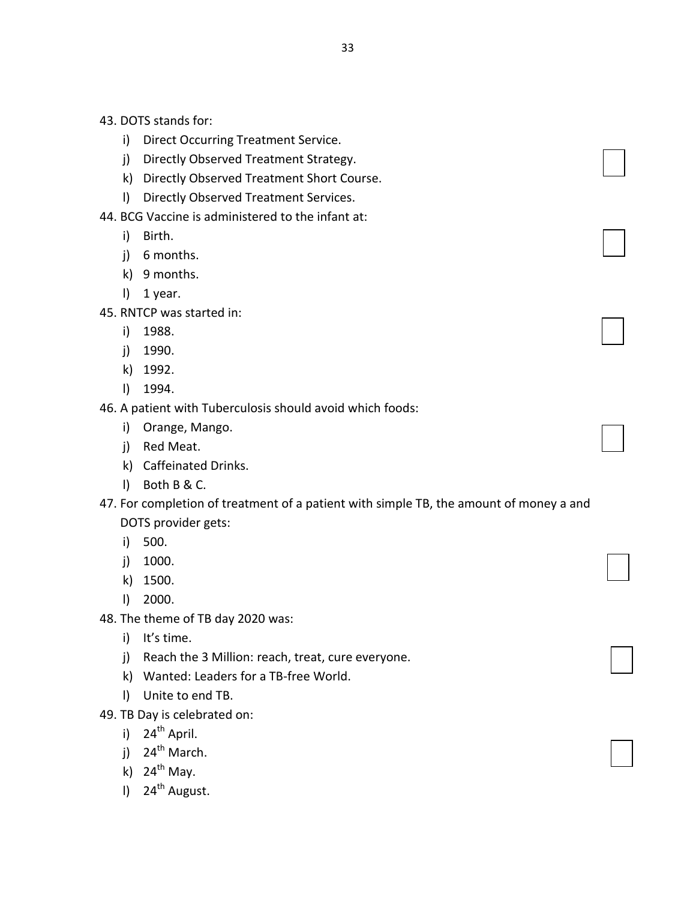43. DOTS stands for:
    i) Direct Occurring Treatment Service.
    j) Directly Observed Treatment Strategy.
    k) Directly Observed Treatment Short Course.
    l) Directly Observed Treatment Services.
44. BCG Vaccine is administered to the infant at:
    i) Birth.
    j) 6 months.
    k) 9 months.
    l) 1 year.
45. RNTCP was started in:
    i) 1988.
    j) 1990.
    k) 1992.
    l) 1994.
46. A patient with Tuberculosis should avoid which foods:
    i) Orange, Mango.
    j) Red Meat.
    k) Caffeinated Drinks.
    l) Both B & C.
47. For completion of treatment of a patient with simple TB, the amount of money a and DOTS provider gets:
    i) 500.
    j) 1000.
    k) 1500.
    l) 2000.
48. The theme of TB day 2020 was:
    i) It's time.
    j) Reach the 3 Million: reach, treat, cure everyone.
    k) Wanted: Leaders for a TB-free World.
    l) Unite to end TB.
49. TB Day is celebrated on:
    i) 24th April.
    j) 24th March.
    k) 24th May.
    l) 24th August.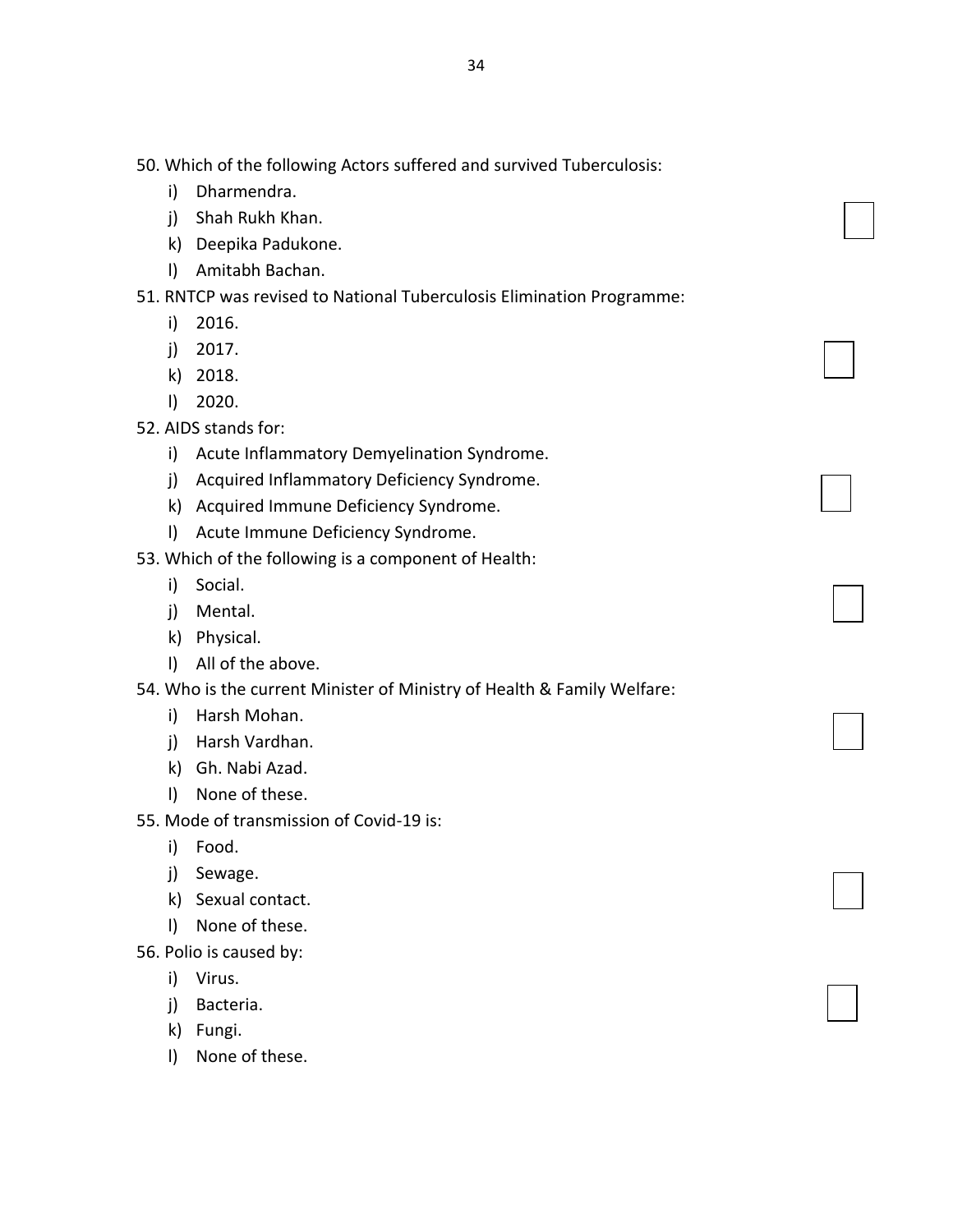50. Which of the following Actors suffered and survived Tuberculosis:
    i) Dharmendra.
    j) Shah Rukh Khan.
    k) Deepika Padukone.
    l) Amitabh Bachan.

51. RNTCP was revised to National Tuberculosis Elimination Programme:
    i) 2016.
    j) 2017.
    k) 2018.
    l) 2020.

52. AIDS stands for:
    i) Acute Inflammatory Demyelination Syndrome.
    j) Acquired Inflammatory Deficiency Syndrome.
    k) Acquired Immune Deficiency Syndrome.
    l) Acute Immune Deficiency Syndrome.

53. Which of the following is a component of Health:
    i) Social.
    j) Mental.
    k) Physical.
    l) All of the above.

54. Who is the current Minister of Ministry of Health & Family Welfare:
    i) Harsh Mohan.
    j) Harsh Vardhan.
    k) Gh. Nabi Azad.
    l) None of these.

55. Mode of transmission of Covid-19 is:
    i) Food.
    j) Sewage.
    k) Sexual contact.
    l) None of these.

56. Polio is caused by:
    i) Virus.
    j) Bacteria.
    k) Fungi.
    l) None of these.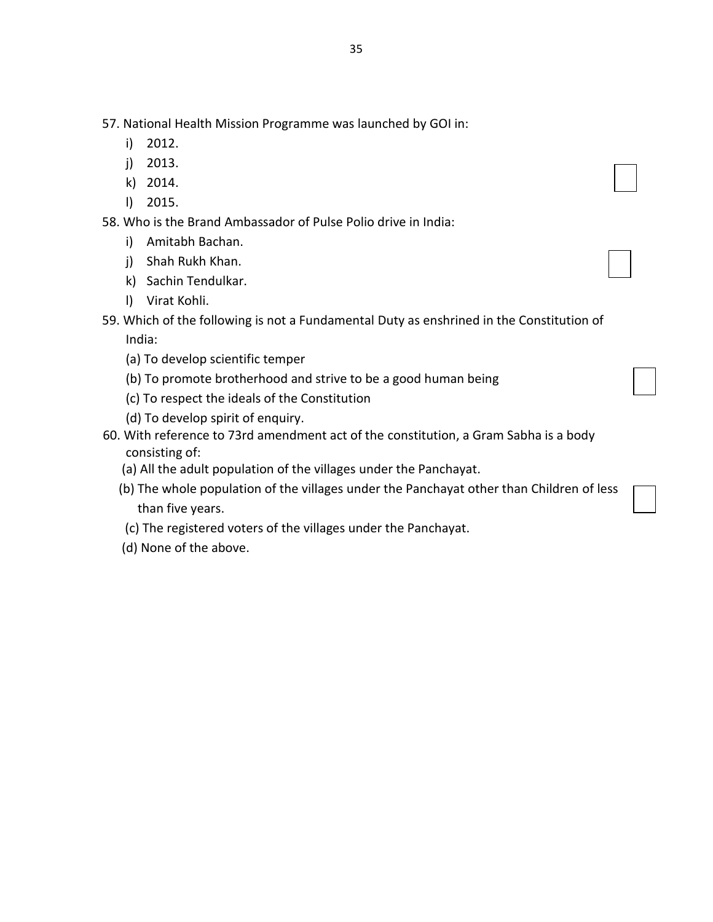57. National Health Mission Programme was launched by GOI in:
    i) 2012.
    j) 2013.
    k) 2014.
    l) 2015.

58. Who is the Brand Ambassador of Pulse Polio drive in India:
    i) Amitabh Bachan.
    j) Shah Rukh Khan.
    k) Sachin Tendulkar.
    l) Virat Kohli.

59. Which of the following is not a Fundamental Duty as enshrined in the Constitution of India:
    (a) To develop scientific temper
    (b) To promote brotherhood and strive to be a good human being
    (c) To respect the ideals of the Constitution
    (d) To develop spirit of enquiry.

60. With reference to 73rd amendment act of the constitution, a Gram Sabha is a body consisting of:
    (a) All the adult population of the villages under the Panchayat.
    (b) The whole population of the villages under the Panchayat other than Children of less than five years.
    (c) The registered voters of the villages under the Panchayat.
    (d) None of the above.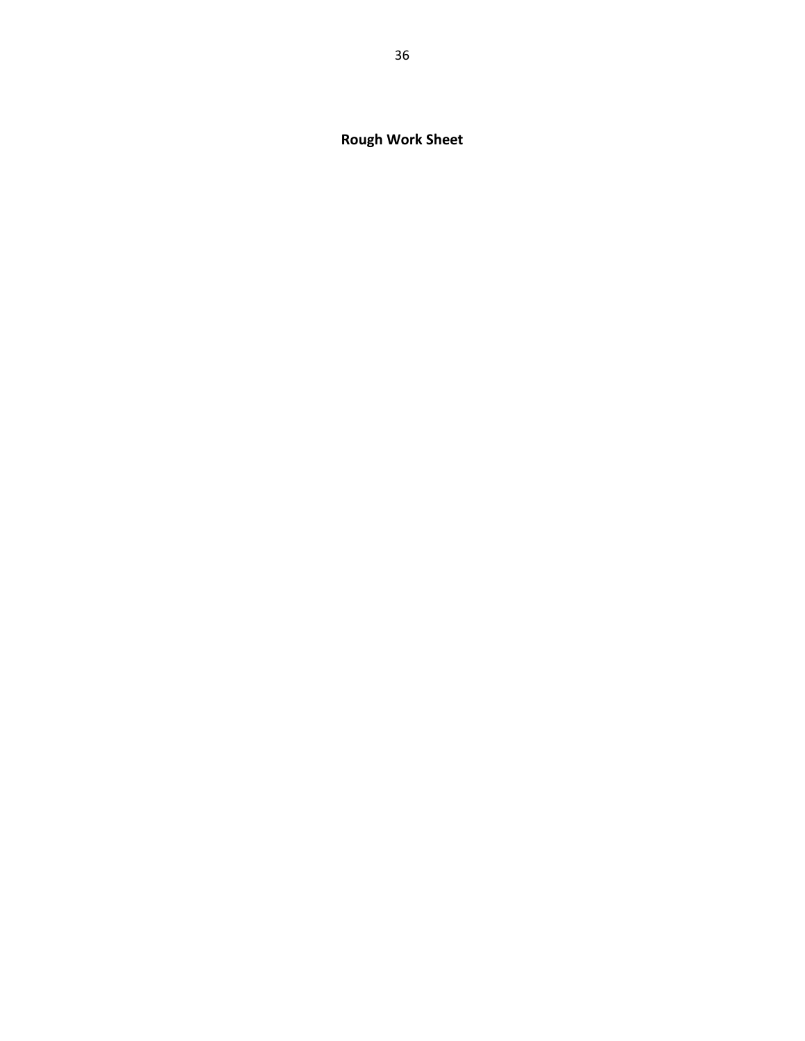**Rough Work Sheet**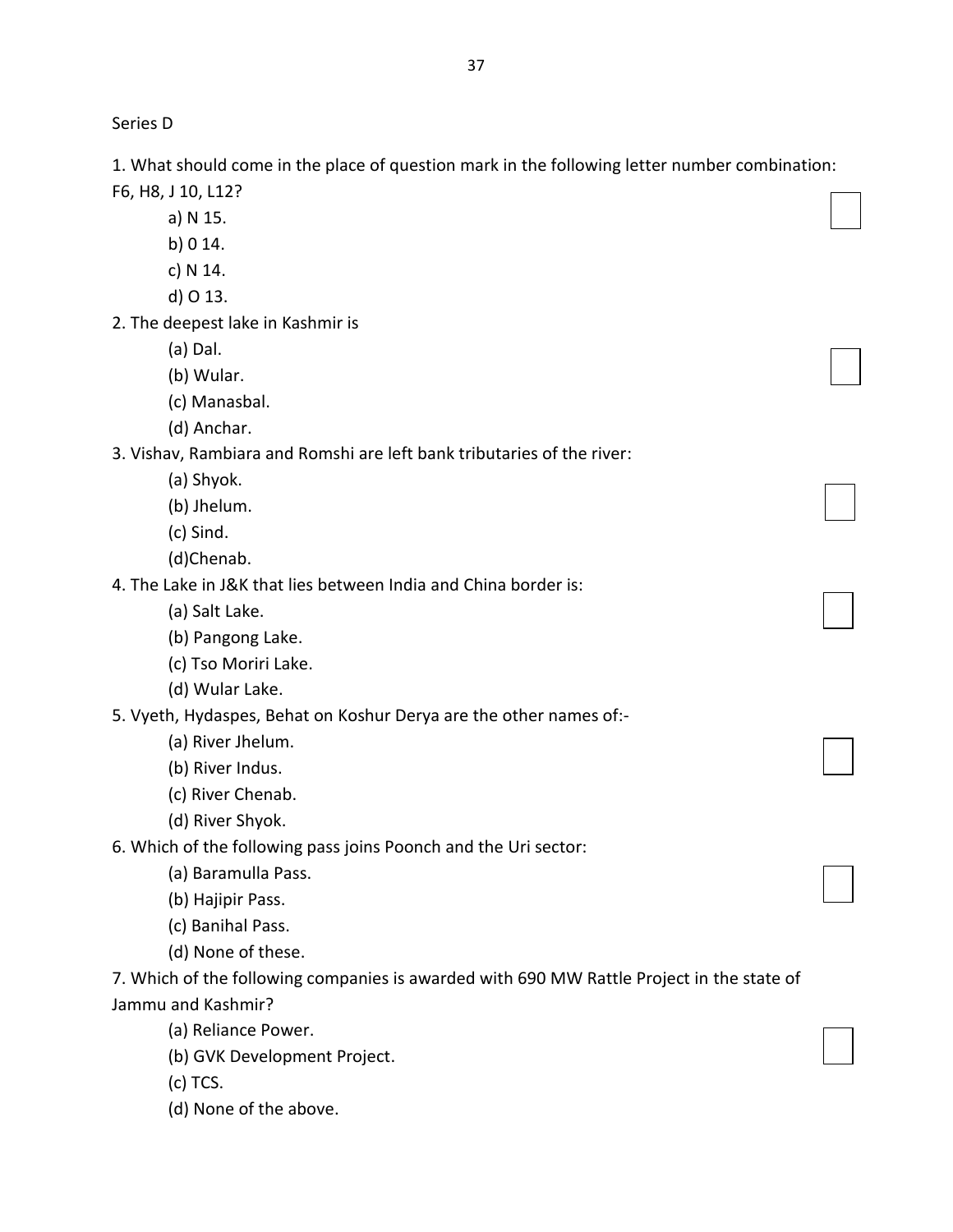Series D

1. What should come in the place of question mark in the following letter number combination: F6, H8, J 10, L12?

   a) N 15.
   b) 0 14.
   c) N 14.
   d) O 13.

2. The deepest lake in Kashmir is

   (a) Dal.
   (b) Wular.
   (c) Manasbal.
   (d) Anchar.

3. Vishav, Rambiara and Romshi are left bank tributaries of the river:

   (a) Shyok.
   (b) Jhelum.
   (c) Sind.
   (d)Chenab.

4. The Lake in J&K that lies between India and China border is:

   (a) Salt Lake.
   (b) Pangong Lake.
   (c) Tso Moriri Lake.
   (d) Wular Lake.

5. Vyeth, Hydaspes, Behat on Koshur Derya are the other names of:-

   (a) River Jhelum.
   (b) River Indus.
   (c) River Chenab.
   (d) River Shyok.

6. Which of the following pass joins Poonch and the Uri sector:

   (a) Baramulla Pass.
   (b) Hajipir Pass.
   (c) Banihal Pass.
   (d) None of these.

7. Which of the following companies is awarded with 690 MW Rattle Project in the state of Jammu and Kashmir?

   (a) Reliance Power.
   (b) GVK Development Project.
   (c) TCS.
   (d) None of the above.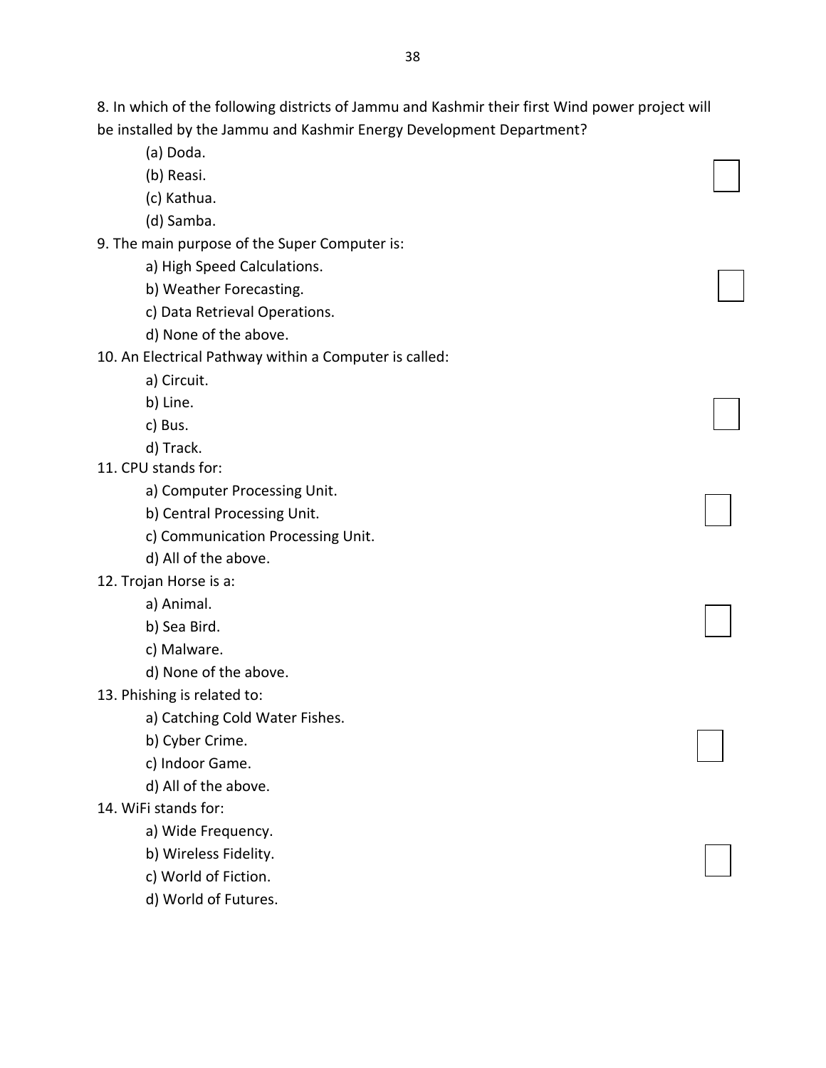8. In which of the following districts of Jammu and Kashmir their first Wind power project will be installed by the Jammu and Kashmir Energy Development Department?

   (a) Doda.
   (b) Reasi.
   (c) Kathua.
   (d) Samba.

9. The main purpose of the Super Computer is:

   a) High Speed Calculations.
   b) Weather Forecasting.
   c) Data Retrieval Operations.
   d) None of the above.

10. An Electrical Pathway within a Computer is called:

   a) Circuit.
   b) Line.
   c) Bus.
   d) Track.

11. CPU stands for:

   a) Computer Processing Unit.
   b) Central Processing Unit.
   c) Communication Processing Unit.
   d) All of the above.

12. Trojan Horse is a:

   a) Animal.
   b) Sea Bird.
   c) Malware.
   d) None of the above.

13. Phishing is related to:

   a) Catching Cold Water Fishes.
   b) Cyber Crime.
   c) Indoor Game.
   d) All of the above.

14. WiFi stands for:

   a) Wide Frequency.
   b) Wireless Fidelity.
   c) World of Fiction.
   d) World of Futures.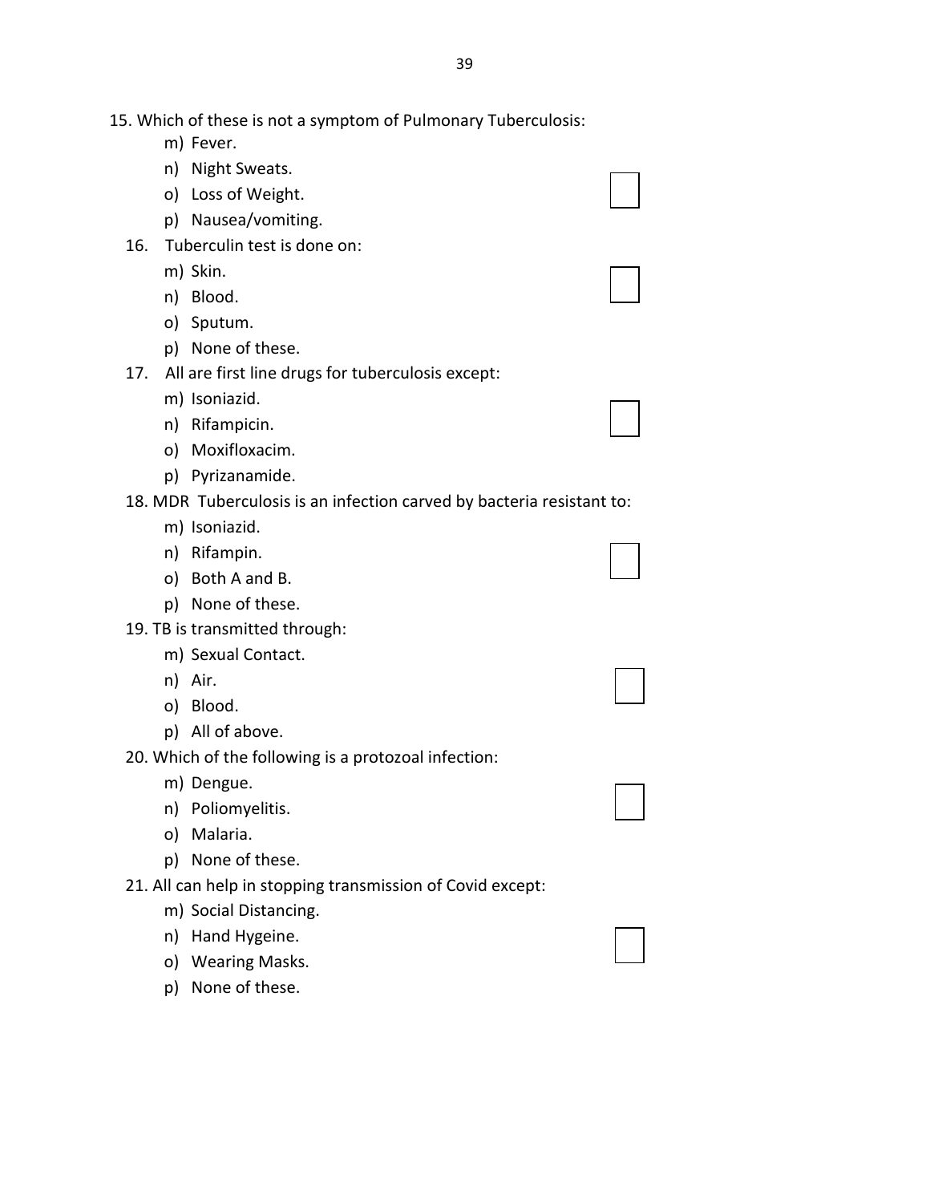15. Which of these is not a symptom of Pulmonary Tuberculosis:
    - m) Fever.
    - n) Night Sweats.
    - o) Loss of Weight.
    - p) Nausea/vomiting.

16. Tuberculin test is done on:
    - m) Skin.
    - n) Blood.
    - o) Sputum.
    - p) None of these.

17. All are first line drugs for tuberculosis except:
    - m) Isoniazid.
    - n) Rifampicin.
    - o) Moxifloxacim.
    - p) Pyrizanamide.

18. MDR Tuberculosis is an infection carved by bacteria resistant to:
    - m) Isoniazid.
    - n) Rifampin.
    - o) Both A and B.
    - p) None of these.

19. TB is transmitted through:
    - m) Sexual Contact.
    - n) Air.
    - o) Blood.
    - p) All of above.

20. Which of the following is a protozoal infection:
    - m) Dengue.
    - n) Poliomyelitis.
    - o) Malaria.
    - p) None of these.

21. All can help in stopping transmission of Covid except:
    - m) Social Distancing.
    - n) Hand Hygeine.
    - o) Wearing Masks.
    - p) None of these.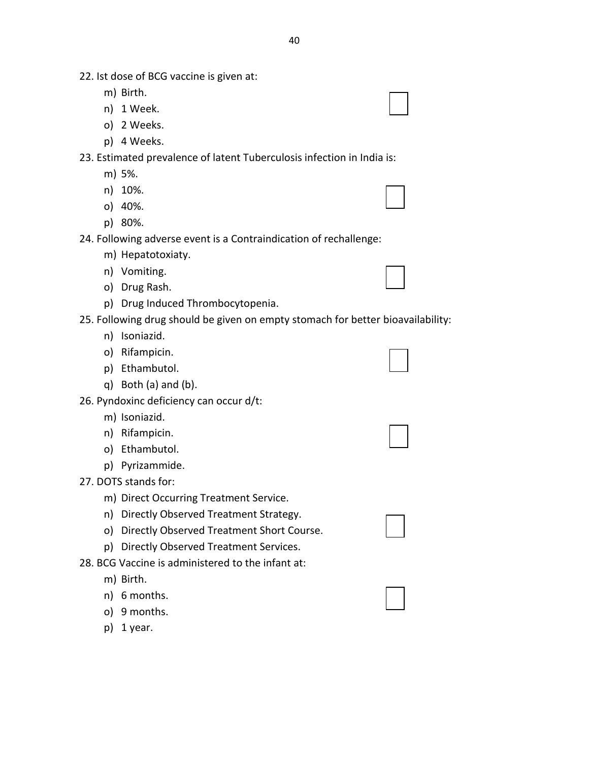22. Ist dose of BCG vaccine is given at:
    - m) Birth.
    - n) 1 Week.
    - o) 2 Weeks.
    - p) 4 Weeks.

23. Estimated prevalence of latent Tuberculosis infection in India is:
    - m) 5%.
    - n) 10%.
    - o) 40%.
    - p) 80%.

24. Following adverse event is a Contraindication of rechallenge:
    - m) Hepatotoxiaty.
    - n) Vomiting.
    - o) Drug Rash.
    - p) Drug Induced Thrombocytopenia.

25. Following drug should be given on empty stomach for better bioavailability:
    - n) Isoniazid.
    - o) Rifampicin.
    - p) Ethambutol.
    - q) Both (a) and (b).

26. Pyndoxinc deficiency can occur d/t:
    - m) Isoniazid.
    - n) Rifampicin.
    - o) Ethambutol.
    - p) Pyrizammide.

27. DOTS stands for:
    - m) Direct Occurring Treatment Service.
    - n) Directly Observed Treatment Strategy.
    - o) Directly Observed Treatment Short Course.
    - p) Directly Observed Treatment Services.

28. BCG Vaccine is administered to the infant at:
    - m) Birth.
    - n) 6 months.
    - o) 9 months.
    - p) 1 year.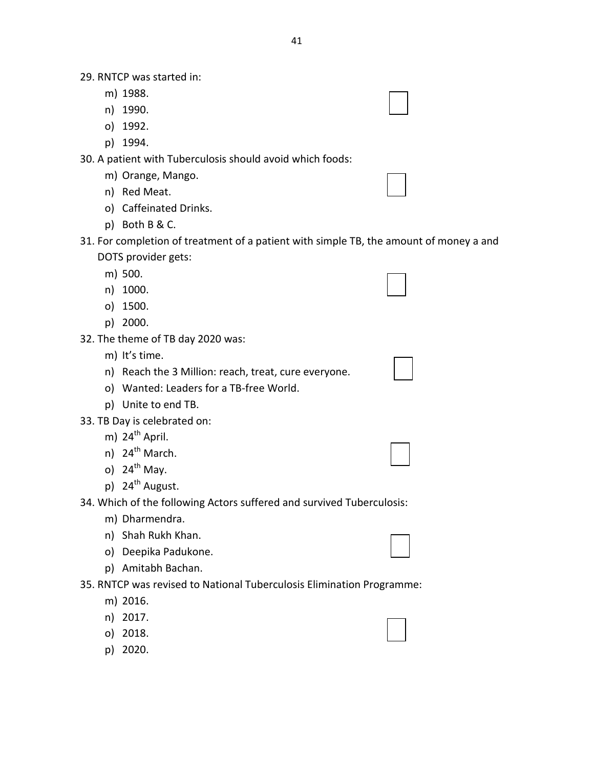29. RNTCP was started in:
    - m) 1988.
    - n) 1990.
    - o) 1992.
    - p) 1994.

30. A patient with Tuberculosis should avoid which foods:
    - m) Orange, Mango.
    - n) Red Meat.
    - o) Caffeinated Drinks.
    - p) Both B & C.

31. For completion of treatment of a patient with simple TB, the amount of money a and DOTS provider gets:
    - m) 500.
    - n) 1000.
    - o) 1500.
    - p) 2000.

32. The theme of TB day 2020 was:
    - m) It's time.
    - n) Reach the 3 Million: reach, treat, cure everyone.
    - o) Wanted: Leaders for a TB-free World.
    - p) Unite to end TB.

33. TB Day is celebrated on:
    - m) 24th April.
    - n) 24th March.
    - o) 24th May.
    - p) 24th August.

34. Which of the following Actors suffered and survived Tuberculosis:
    - m) Dharmendra.
    - n) Shah Rukh Khan.
    - o) Deepika Padukone.
    - p) Amitabh Bachan.

35. RNTCP was revised to National Tuberculosis Elimination Programme:
    - m) 2016.
    - n) 2017.
    - o) 2018.
    - p) 2020.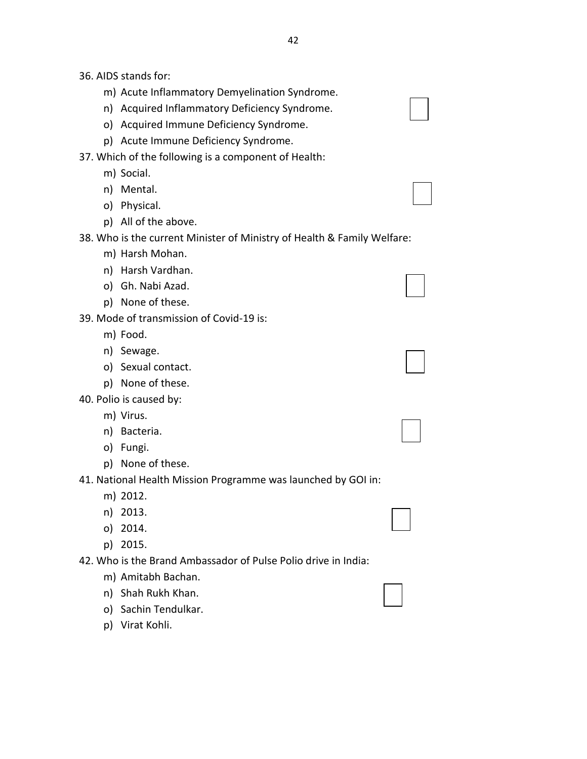36. AIDS stands for:
    - m) Acute Inflammatory Demyelination Syndrome.
    - n) Acquired Inflammatory Deficiency Syndrome.
    - o) Acquired Immune Deficiency Syndrome.
    - p) Acute Immune Deficiency Syndrome.

37. Which of the following is a component of Health:
    - m) Social.
    - n) Mental.
    - o) Physical.
    - p) All of the above.

38. Who is the current Minister of Ministry of Health & Family Welfare:
    - m) Harsh Mohan.
    - n) Harsh Vardhan.
    - o) Gh. Nabi Azad.
    - p) None of these.

39. Mode of transmission of Covid-19 is:
    - m) Food.
    - n) Sewage.
    - o) Sexual contact.
    - p) None of these.

40. Polio is caused by:
    - m) Virus.
    - n) Bacteria.
    - o) Fungi.
    - p) None of these.

41. National Health Mission Programme was launched by GOI in:
    - m) 2012.
    - n) 2013.
    - o) 2014.
    - p) 2015.

42. Who is the Brand Ambassador of Pulse Polio drive in India:
    - m) Amitabh Bachan.
    - n) Shah Rukh Khan.
    - o) Sachin Tendulkar.
    - p) Virat Kohli.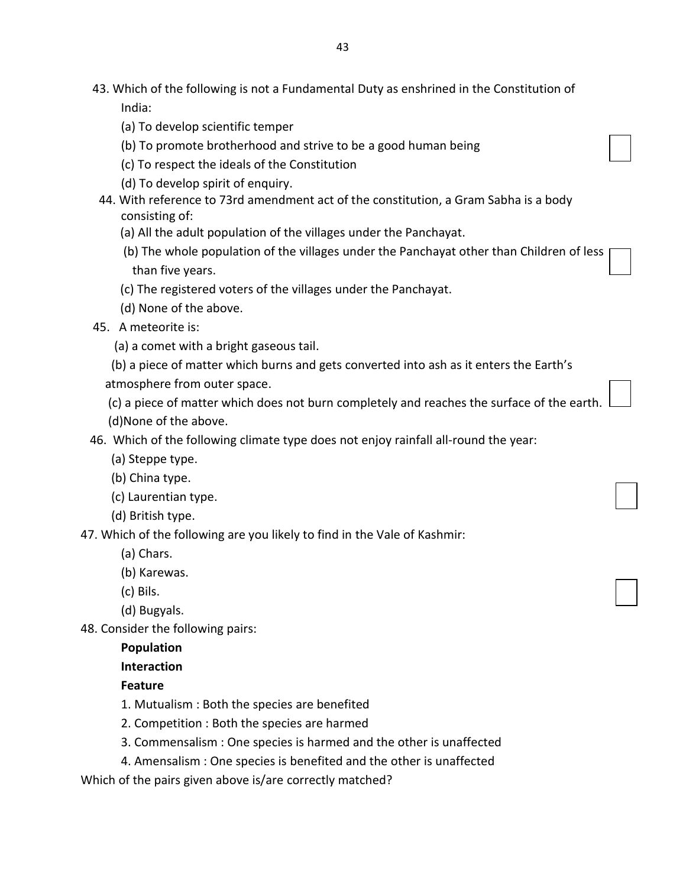43. Which of the following is not a Fundamental Duty as enshrined in the Constitution of India:

(a) To develop scientific temper

(b) To promote brotherhood and strive to be a good human being

(c) To respect the ideals of the Constitution

(d) To develop spirit of enquiry.

44. With reference to 73rd amendment act of the constitution, a Gram Sabha is a body consisting of:

(a) All the adult population of the villages under the Panchayat.

(b) The whole population of the villages under the Panchayat other than Children of less than five years.

(c) The registered voters of the villages under the Panchayat.

(d) None of the above.

45. A meteorite is:

(a) a comet with a bright gaseous tail.

(b) a piece of matter which burns and gets converted into ash as it enters the Earth's atmosphere from outer space.

(c) a piece of matter which does not burn completely and reaches the surface of the earth.

(d)None of the above.

46. Which of the following climate type does not enjoy rainfall all-round the year:

(a) Steppe type.

(b) China type.

(c) Laurentian type.

(d) British type.

47. Which of the following are you likely to find in the Vale of Kashmir:

(a) Chars.

(b) Karewas.

(c) Bils.

(d) Bugyals.

48. Consider the following pairs:

**Population**

**Interaction**

**Feature**

1. Mutualism : Both the species are benefited
2. Competition : Both the species are harmed
3. Commensalism : One species is harmed and the other is unaffected
4. Amensalism : One species is benefited and the other is unaffected

Which of the pairs given above is/are correctly matched?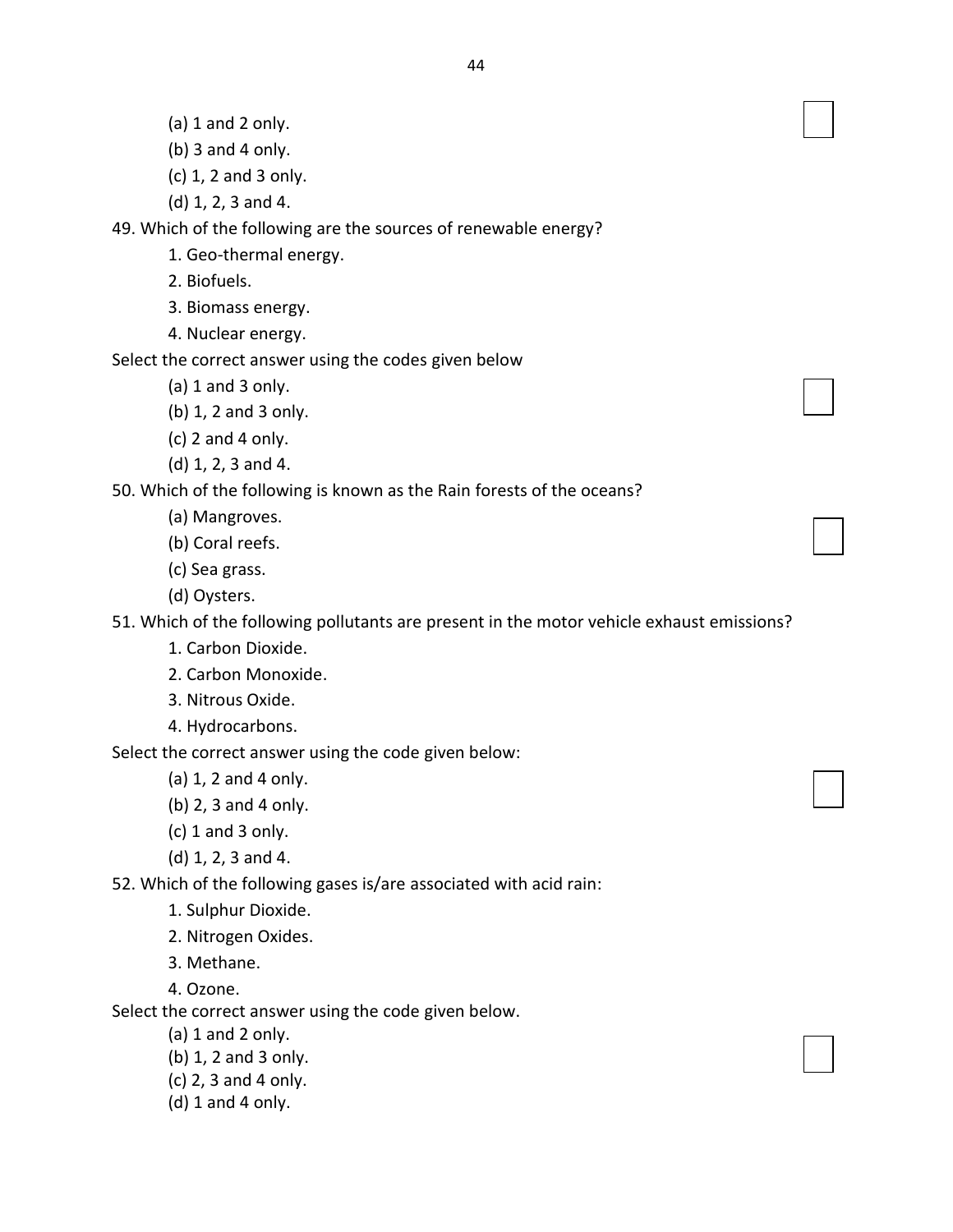(a) 1 and 2 only.

(b) 3 and 4 only.

(c) 1, 2 and 3 only.

(d) 1, 2, 3 and 4.

49. Which of the following are the sources of renewable energy?

1. Geo-thermal energy.
2. Biofuels.
3. Biomass energy.
4. Nuclear energy.

Select the correct answer using the codes given below

(a) 1 and 3 only.

(b) 1, 2 and 3 only.

(c) 2 and 4 only.

(d) 1, 2, 3 and 4.

50. Which of the following is known as the Rain forests of the oceans?

(a) Mangroves.

(b) Coral reefs.

(c) Sea grass.

(d) Oysters.

51. Which of the following pollutants are present in the motor vehicle exhaust emissions?

1. Carbon Dioxide.
2. Carbon Monoxide.
3. Nitrous Oxide.
4. Hydrocarbons.

Select the correct answer using the code given below:

(a) 1, 2 and 4 only.

(b) 2, 3 and 4 only.

(c) 1 and 3 only.

(d) 1, 2, 3 and 4.

52. Which of the following gases is/are associated with acid rain:

1. Sulphur Dioxide.
2. Nitrogen Oxides.
3. Methane.
4. Ozone.

Select the correct answer using the code given below.

(a) 1 and 2 only.

(b) 1, 2 and 3 only.

(c) 2, 3 and 4 only.

(d) 1 and 4 only.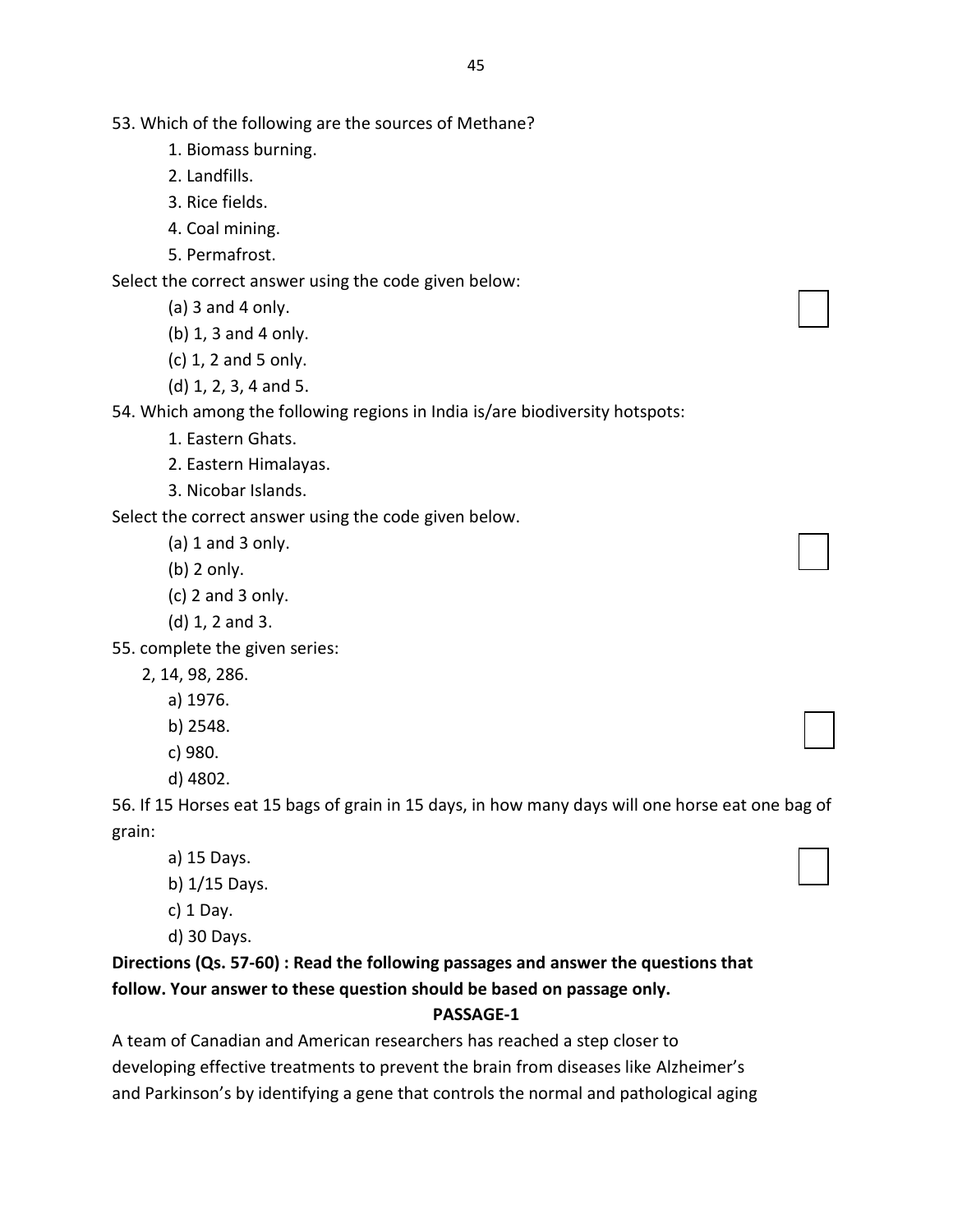53. Which of the following are the sources of Methane?

1. Biomass burning.
2. Landfills.
3. Rice fields.
4. Coal mining.
5. Permafrost.

Select the correct answer using the code given below:

(a) 3 and 4 only.

(b) 1, 3 and 4 only.

(c) 1, 2 and 5 only.

(d) 1, 2, 3, 4 and 5.

54. Which among the following regions in India is/are biodiversity hotspots:

1. Eastern Ghats.
2. Eastern Himalayas.
3. Nicobar Islands.

Select the correct answer using the code given below.

(a) 1 and 3 only.

(b) 2 only.

(c) 2 and 3 only.

(d) 1, 2 and 3.

55. complete the given series:

2, 14, 98, 286.

a) 1976.

b) 2548.

c) 980.

d) 4802.

56. If 15 Horses eat 15 bags of grain in 15 days, in how many days will one horse eat one bag of grain:

a) 15 Days.

b) 1/15 Days.

c) 1 Day.

d) 30 Days.

**Directions (Qs. 57-60) : Read the following passages and answer the questions that follow. Your answer to these question should be based on passage only.**

**PASSAGE-1**

A team of Canadian and American researchers has reached a step closer to developing effective treatments to prevent the brain from diseases like Alzheimer's and Parkinson's by identifying a gene that controls the normal and pathological aging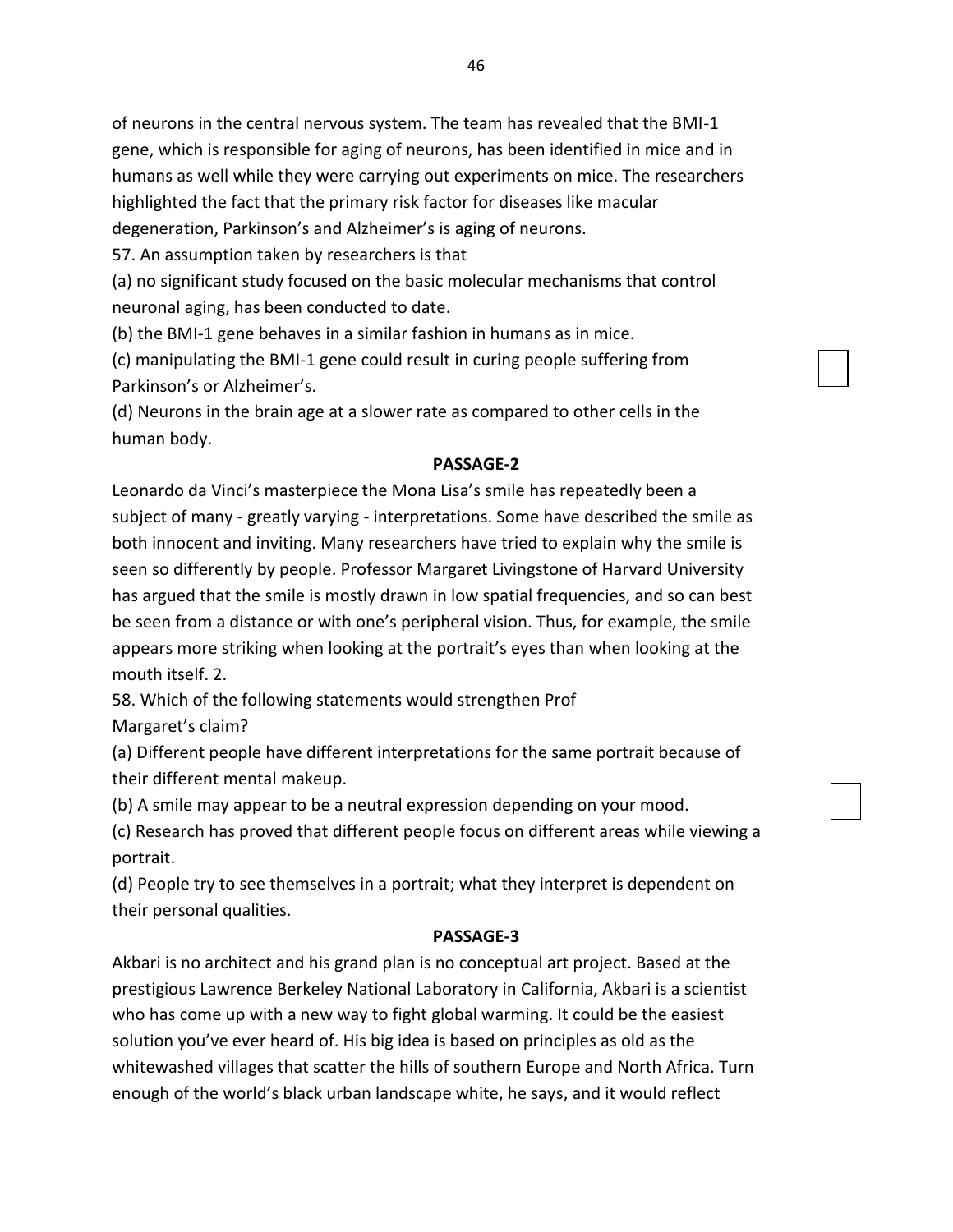of neurons in the central nervous system. The team has revealed that the BMI-1 gene, which is responsible for aging of neurons, has been identified in mice and in humans as well while they were carrying out experiments on mice. The researchers highlighted the fact that the primary risk factor for diseases like macular degeneration, Parkinson's and Alzheimer's is aging of neurons.

57. An assumption taken by researchers is that

(a) no significant study focused on the basic molecular mechanisms that control neuronal aging, has been conducted to date.

(b) the BMI-1 gene behaves in a similar fashion in humans as in mice.

(c) manipulating the BMI-1 gene could result in curing people suffering from Parkinson's or Alzheimer's.

(d) Neurons in the brain age at a slower rate as compared to other cells in the human body.

**PASSAGE-2**

Leonardo da Vinci's masterpiece the Mona Lisa's smile has repeatedly been a subject of many - greatly varying - interpretations. Some have described the smile as both innocent and inviting. Many researchers have tried to explain why the smile is seen so differently by people. Professor Margaret Livingstone of Harvard University has argued that the smile is mostly drawn in low spatial frequencies, and so can best be seen from a distance or with one's peripheral vision. Thus, for example, the smile appears more striking when looking at the portrait's eyes than when looking at the mouth itself. 2.

58. Which of the following statements would strengthen Prof Margaret's claim?

(a) Different people have different interpretations for the same portrait because of their different mental makeup.

(b) A smile may appear to be a neutral expression depending on your mood.

(c) Research has proved that different people focus on different areas while viewing a portrait.

(d) People try to see themselves in a portrait; what they interpret is dependent on their personal qualities.

**PASSAGE-3**

Akbari is no architect and his grand plan is no conceptual art project. Based at the prestigious Lawrence Berkeley National Laboratory in California, Akbari is a scientist who has come up with a new way to fight global warming. It could be the easiest solution you've ever heard of. His big idea is based on principles as old as the whitewashed villages that scatter the hills of southern Europe and North Africa. Turn enough of the world's black urban landscape white, he says, and it would reflect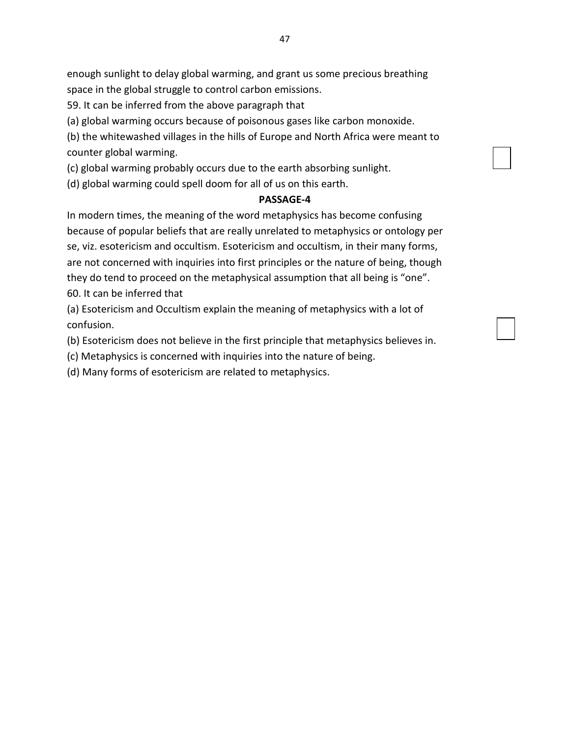enough sunlight to delay global warming, and grant us some precious breathing space in the global struggle to control carbon emissions.

59. It can be inferred from the above paragraph that

(a) global warming occurs because of poisonous gases like carbon monoxide.

(b) the whitewashed villages in the hills of Europe and North Africa were meant to counter global warming.

(c) global warming probably occurs due to the earth absorbing sunlight.

(d) global warming could spell doom for all of us on this earth.

**PASSAGE-4**

In modern times, the meaning of the word metaphysics has become confusing because of popular beliefs that are really unrelated to metaphysics or ontology per se, viz. esotericism and occultism. Esotericism and occultism, in their many forms, are not concerned with inquiries into first principles or the nature of being, though they do tend to proceed on the metaphysical assumption that all being is "one".

60. It can be inferred that

(a) Esotericism and Occultism explain the meaning of metaphysics with a lot of confusion.

(b) Esotericism does not believe in the first principle that metaphysics believes in.

(c) Metaphysics is concerned with inquiries into the nature of being.

(d) Many forms of esotericism are related to metaphysics.